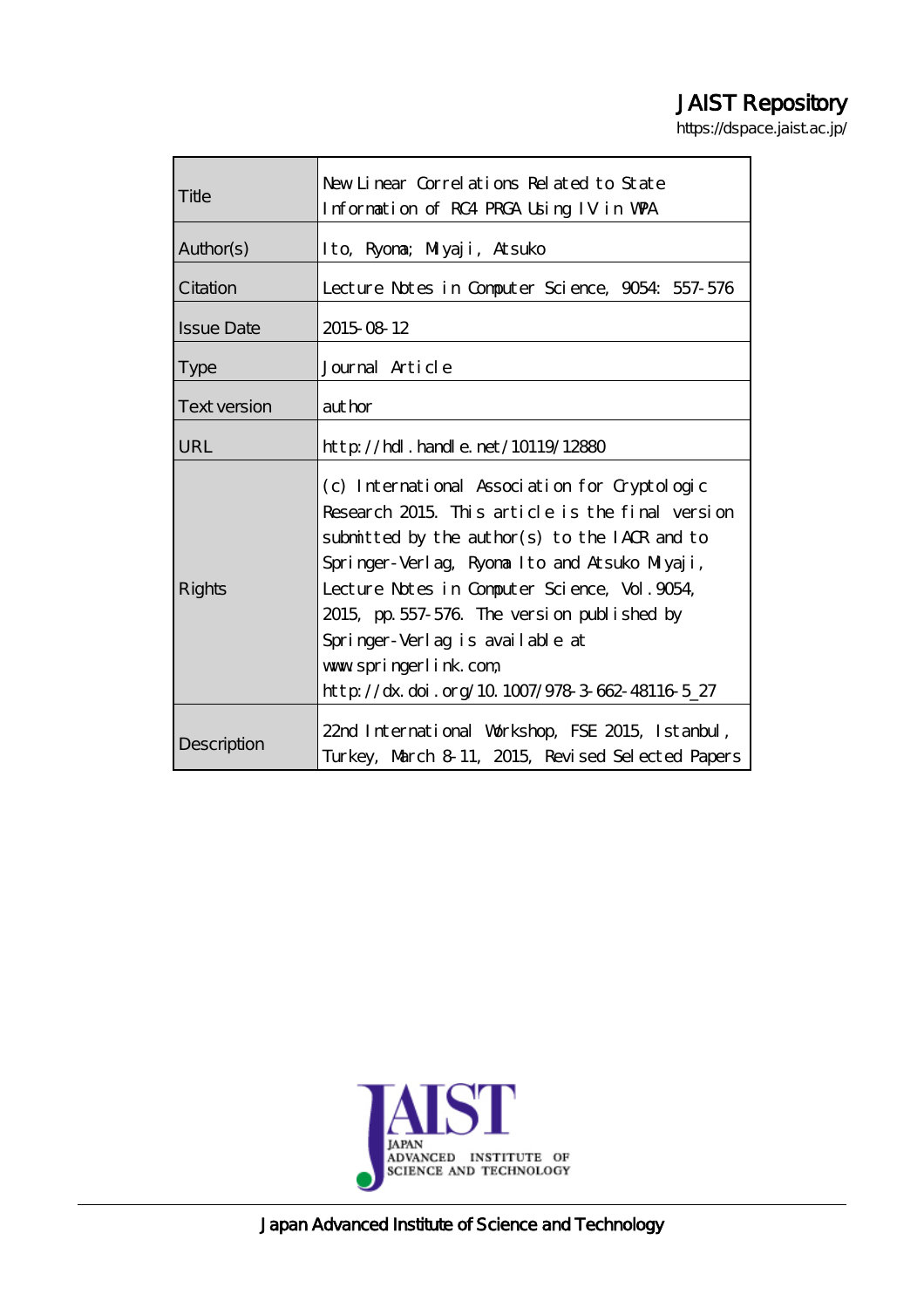JAIST Repository

https://dspace.jaist.ac.jp/

| | |
|---|---|
| Title | New Linear Correlations Related to State Information of RC4 PRGA Using IV in WPA |
| Author(s) | Ito, Ryoma; Miyaji, Atsuko |
| Citation | Lecture Notes in Computer Science, 9054: 557-576 |
| Issue Date | 2015-08-12 |
| Type | Journal Article |
| Text version | author |
| URL | http://hdl.handle.net/10119/12880 |
| Rights | (c) International Association for Cryptologic Research 2015. This article is the final version submitted by the author(s) to the IACR and to Springer-Verlag, Ryoma Ito and Atsuko Miyaji, Lecture Notes in Computer Science, Vol.9054, 2015, pp.557-576. The version published by Springer-Verlag is available at www.springerlink.com, http://dx.doi.org/10.1007/978-3-662-48116-5_27 |
| Description | 22nd International Workshop, FSE 2015, Istanbul, Turkey, March 8-11, 2015, Revised Selected Papers |

JAIST
JAPAN ADVANCED INSTITUTE OF SCIENCE AND TECHNOLOGY

Japan Advanced Institute of Science and Technology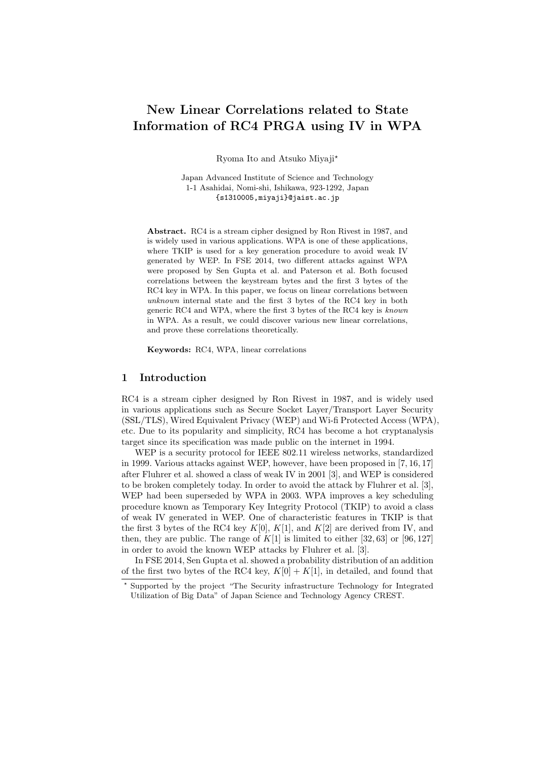# New Linear Correlations related to State Information of RC4 PRGA using IV in WPA

Ryoma Ito and Atsuko Miyaji*

Japan Advanced Institute of Science and Technology
1-1 Asahidai, Nomi-shi, Ishikawa, 923-1292, Japan
{s1310005,miyaji}@jaist.ac.jp

**Abstract.** RC4 is a stream cipher designed by Ron Rivest in 1987, and is widely used in various applications. WPA is one of these applications, where TKIP is used for a key generation procedure to avoid weak IV generated by WEP. In FSE 2014, two different attacks against WPA were proposed by Sen Gupta et al. and Paterson et al. Both focused correlations between the keystream bytes and the first 3 bytes of the RC4 key in WPA. In this paper, we focus on linear correlations between *unknown* internal state and the first 3 bytes of the RC4 key in both generic RC4 and WPA, where the first 3 bytes of the RC4 key is *known* in WPA. As a result, we could discover various new linear correlations, and prove these correlations theoretically.

**Keywords:** RC4, WPA, linear correlations

## 1 Introduction

RC4 is a stream cipher designed by Ron Rivest in 1987, and is widely used in various applications such as Secure Socket Layer/Transport Layer Security (SSL/TLS), Wired Equivalent Privacy (WEP) and Wi-fi Protected Access (WPA), etc. Due to its popularity and simplicity, RC4 has become a hot cryptanalysis target since its specification was made public on the internet in 1994.

WEP is a security protocol for IEEE 802.11 wireless networks, standardized in 1999. Various attacks against WEP, however, have been proposed in [7, 16, 17] after Fluhrer et al. showed a class of weak IV in 2001 [3], and WEP is considered to be broken completely today. In order to avoid the attack by Fluhrer et al. [3], WEP had been superseded by WPA in 2003. WPA improves a key scheduling procedure known as Temporary Key Integrity Protocol (TKIP) to avoid a class of weak IV generated in WEP. One of characteristic features in TKIP is that the first 3 bytes of the RC4 key $K[0]$, $K[1]$, and $K[2]$ are derived from IV, and then, they are public. The range of $K[1]$ is limited to either $[32, 63]$ or $[96, 127]$ in order to avoid the known WEP attacks by Fluhrer et al. [3].

In FSE 2014, Sen Gupta et al. showed a probability distribution of an addition of the first two bytes of the RC4 key, $K[0] + K[1]$, in detailed, and found that

* Supported by the project "The Security infrastructure Technology for Integrated Utilization of Big Data" of Japan Science and Technology Agency CREST.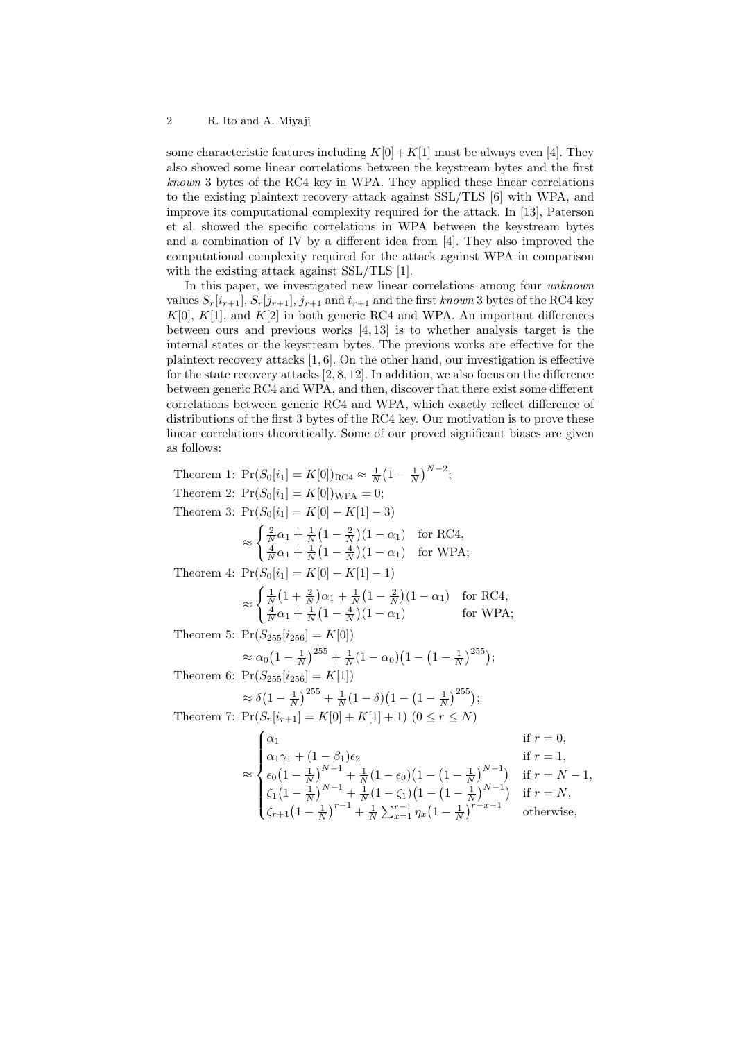some characteristic features including $K[0]+K[1]$ must be always even [4]. They also showed some linear correlations between the keystream bytes and the first *known* 3 bytes of the RC4 key in WPA. They applied these linear correlations to the existing plaintext recovery attack against SSL/TLS [6] with WPA, and improve its computational complexity required for the attack. In [13], Paterson et al. showed the specific correlations in WPA between the keystream bytes and a combination of IV by a different idea from [4]. They also improved the computational complexity required for the attack against WPA in comparison with the existing attack against SSL/TLS [1].

In this paper, we investigated new linear correlations among four *unknown* values $S_r[i_{r+1}]$, $S_r[j_{r+1}]$, $j_{r+1}$ and $t_{r+1}$ and the first *known* 3 bytes of the RC4 key $K[0]$, $K[1]$, and $K[2]$ in both generic RC4 and WPA. An important differences between ours and previous works [4, 13] is to whether analysis target is the internal states or the keystream bytes. The previous works are effective for the plaintext recovery attacks [1, 6]. On the other hand, our investigation is effective for the state recovery attacks [2, 8, 12]. In addition, we also focus on the difference between generic RC4 and WPA, and then, discover that there exist some different correlations between generic RC4 and WPA, which exactly reflect difference of distributions of the first 3 bytes of the RC4 key. Our motivation is to prove these linear correlations theoretically. Some of our proved significant biases are given as follows:

Theorem 1: $\Pr(S_0[i_1] = K[0])_{\mathrm{RC4}} \approx \frac{1}{N}\left(1-\frac{1}{N}\right)^{N-2}$;

Theorem 2: $\Pr(S_0[i_1] = K[0])_{\mathrm{WPA}} = 0$;

Theorem 3: $\Pr(S_0[i_1] = K[0]-K[1]-3)$

$$\approx \begin{cases} \frac{2}{N}\alpha_1 + \frac{1}{N}\left(1-\frac{2}{N}\right)(1-\alpha_1) & \text{for RC4,} \\ \frac{4}{N}\alpha_1 + \frac{1}{N}\left(1-\frac{4}{N}\right)(1-\alpha_1) & \text{for WPA;} \end{cases}$$

Theorem 4: $\Pr(S_0[i_1] = K[0]-K[1]-1)$

$$\approx \begin{cases} \frac{1}{N}\left(1+\frac{2}{N}\right)\alpha_1 + \frac{1}{N}\left(1-\frac{2}{N}\right)(1-\alpha_1) & \text{for RC4,} \\ \frac{4}{N}\alpha_1 + \frac{1}{N}\left(1-\frac{4}{N}\right)(1-\alpha_1) & \text{for WPA;} \end{cases}$$

Theorem 5: $\Pr(S_{255}[i_{256}] = K[0])$

$$\approx \alpha_0\left(1-\frac{1}{N}\right)^{255} + \frac{1}{N}(1-\alpha_0)\left(1-\left(1-\frac{1}{N}\right)^{255}\right);$$

Theorem 6: $\Pr(S_{255}[i_{256}] = K[1])$

$$\approx \delta\left(1-\frac{1}{N}\right)^{255} + \frac{1}{N}(1-\delta)\left(1-\left(1-\frac{1}{N}\right)^{255}\right);$$

Theorem 7: $\Pr(S_r[i_{r+1}] = K[0]+K[1]+1)$ $(0 \le r \le N)$

$$\approx \begin{cases} \alpha_1 & \text{if } r=0, \\ \alpha_1\gamma_1 + (1-\beta_1)\epsilon_2 & \text{if } r=1, \\ \epsilon_0\left(1-\frac{1}{N}\right)^{N-1} + \frac{1}{N}(1-\epsilon_0)\left(1-\left(1-\frac{1}{N}\right)^{N-1}\right) & \text{if } r=N-1, \\ \zeta_1\left(1-\frac{1}{N}\right)^{N-1} + \frac{1}{N}(1-\zeta_1)\left(1-\left(1-\frac{1}{N}\right)^{N-1}\right) & \text{if } r=N, \\ \zeta_{r+1}\left(1-\frac{1}{N}\right)^{r-1} + \frac{1}{N}\sum_{x=1}^{r-1}\eta_x\left(1-\frac{1}{N}\right)^{r-x-1} & \text{otherwise,} \end{cases}$$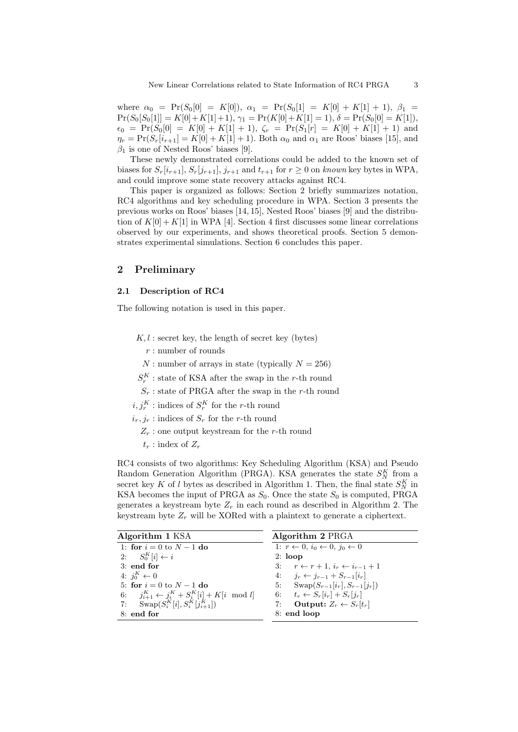where $\alpha_0 = \Pr(S_0[0] = K[0])$, $\alpha_1 = \Pr(S_0[1] = K[0] + K[1] + 1)$, $\beta_1 = \Pr(S_0[S_0[1]] = K[0]+K[1]+1)$, $\gamma_1 = \Pr(K[0]+K[1] = 1)$, $\delta = \Pr(S_0[0] = K[1])$, $\epsilon_0 = \Pr(S_0[0] = K[0] + K[1] + 1)$, $\zeta_r = \Pr(S_1[r] = K[0] + K[1] + 1)$ and $\eta_r = \Pr(S_r[i_{r+1}] = K[0] + K[1] + 1)$. Both $\alpha_0$ and $\alpha_1$ are Roos' biases [15], and $\beta_1$ is one of Nested Roos' biases [9].

These newly demonstrated correlations could be added to the known set of biases for $S_r[i_{r+1}]$, $S_r[j_{r+1}]$, $j_{r+1}$ and $t_{r+1}$ for $r \geq 0$ on *known* key bytes in WPA, and could improve some state recovery attacks against RC4.

This paper is organized as follows: Section 2 briefly summarizes notation, RC4 algorithms and key scheduling procedure in WPA. Section 3 presents the previous works on Roos' biases [14, 15], Nested Roos' biases [9] and the distribution of $K[0]+K[1]$ in WPA [4]. Section 4 first discusses some linear correlations observed by our experiments, and shows theoretical proofs. Section 5 demonstrates experimental simulations. Section 6 concludes this paper.

## 2 Preliminary

### 2.1 Description of RC4

The following notation is used in this paper.

- $K, l$ : secret key, the length of secret key (bytes)
- $r$ : number of rounds
- $N$ : number of arrays in state (typically $N = 256$)
- $S_r^K$ : state of KSA after the swap in the $r$-th round
- $S_r$ : state of PRGA after the swap in the $r$-th round
- $i, j_r^K$ : indices of $S_r^K$ for the $r$-th round
- $i_r, j_r$ : indices of $S_r$ for the $r$-th round
- $Z_r$ : one output keystream for the $r$-th round
- $t_r$ : index of $Z_r$

RC4 consists of two algorithms: Key Scheduling Algorithm (KSA) and Pseudo Random Generation Algorithm (PRGA). KSA generates the state $S_N^K$ from a secret key $K$ of $l$ bytes as described in Algorithm 1. Then, the final state $S_N^K$ in KSA becomes the input of PRGA as $S_0$. Once the state $S_0$ is computed, PRGA generates a keystream byte $Z_r$ in each round as described in Algorithm 2. The keystream byte $Z_r$ will be XORed with a plaintext to generate a ciphertext.

**Algorithm 1** KSA

1: **for** $i = 0$ to $N - 1$ **do**
2: $\quad S_0^K[i] \leftarrow i$
3: **end for**
4: $j_0^K \leftarrow 0$
5: **for** $i = 0$ to $N - 1$ **do**
6: $\quad j_{i+1}^K \leftarrow j_i^K + S_i^K[i] + K[i \mod l]$
7: $\quad \mathrm{Swap}(S_i^K[i], S_i^K[j_{i+1}^K])$
8: **end for**

**Algorithm 2** PRGA

1: $r \leftarrow 0$, $i_0 \leftarrow 0$, $j_0 \leftarrow 0$
2: **loop**
3: $\quad r \leftarrow r + 1$, $i_r \leftarrow i_{r-1} + 1$
4: $\quad j_r \leftarrow j_{r-1} + S_{r-1}[i_r]$
5: $\quad \mathrm{Swap}(S_{r-1}[i_r], S_{r-1}[j_r])$
6: $\quad t_r \leftarrow S_r[i_r] + S_r[j_r]$
7: $\quad$ **Output:** $Z_r \leftarrow S_r[t_r]$
8: **end loop**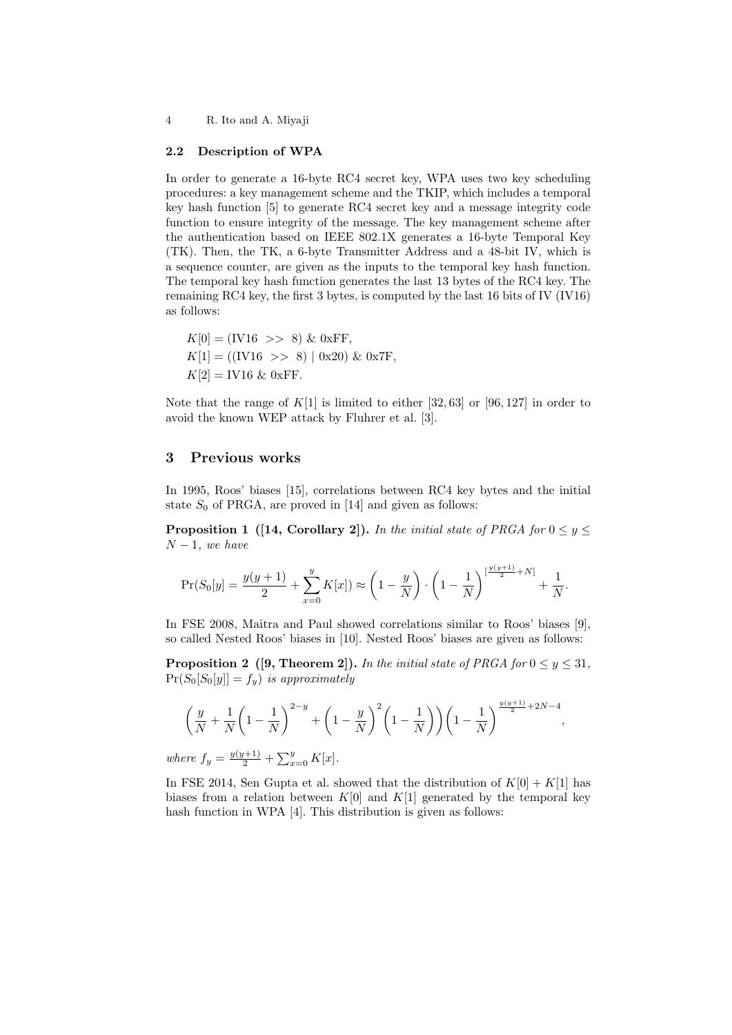### 2.2 Description of WPA

In order to generate a 16-byte RC4 secret key, WPA uses two key scheduling procedures: a key management scheme and the TKIP, which includes a temporal key hash function [5] to generate RC4 secret key and a message integrity code function to ensure integrity of the message. The key management scheme after the authentication based on IEEE 802.1X generates a 16-byte Temporal Key (TK). Then, the TK, a 6-byte Transmitter Address and a 48-bit IV, which is a sequence counter, are given as the inputs to the temporal key hash function. The temporal key hash function generates the last 13 bytes of the RC4 key. The remaining RC4 key, the first 3 bytes, is computed by the last 16 bits of IV (IV16) as follows:

$$K[0] = (\text{IV16} \;>>\; 8) \;\&\; \text{0xFF},$$
$$K[1] = ((\text{IV16} \;>>\; 8) \mid \text{0x20}) \;\&\; \text{0x7F},$$
$$K[2] = \text{IV16} \;\&\; \text{0xFF}.$$

Note that the range of $K[1]$ is limited to either $[32, 63]$ or $[96, 127]$ in order to avoid the known WEP attack by Fluhrer et al. [3].

## 3 Previous works

In 1995, Roos' biases [15], correlations between RC4 key bytes and the initial state $S_0$ of PRGA, are proved in [14] and given as follows:

**Proposition 1 ([14, Corollary 2]).** *In the initial state of PRGA for $0 \leq y \leq N-1$, we have*

$$\Pr(S_0[y] = \frac{y(y+1)}{2} + \sum_{x=0}^{y} K[x]) \approx \left(1 - \frac{y}{N}\right) \cdot \left(1 - \frac{1}{N}\right)^{[\frac{y(y+1)}{2} + N]} + \frac{1}{N}.$$

In FSE 2008, Maitra and Paul showed correlations similar to Roos' biases [9], so called Nested Roos' biases in [10]. Nested Roos' biases are given as follows:

**Proposition 2 ([9, Theorem 2]).** *In the initial state of PRGA for $0 \leq y \leq 31$, $\Pr(S_0[S_0[y]] = f_y)$ is approximately*

$$\left(\frac{y}{N} + \frac{1}{N}\left(1 - \frac{1}{N}\right)^{2-y} + \left(1 - \frac{y}{N}\right)^2 \left(1 - \frac{1}{N}\right)\right)\left(1 - \frac{1}{N}\right)^{\frac{y(y+1)}{2} + 2N - 4},$$

*where $f_y = \frac{y(y+1)}{2} + \sum_{x=0}^{y} K[x]$.*

In FSE 2014, Sen Gupta et al. showed that the distribution of $K[0] + K[1]$ has biases from a relation between $K[0]$ and $K[1]$ generated by the temporal key hash function in WPA [4]. This distribution is given as follows: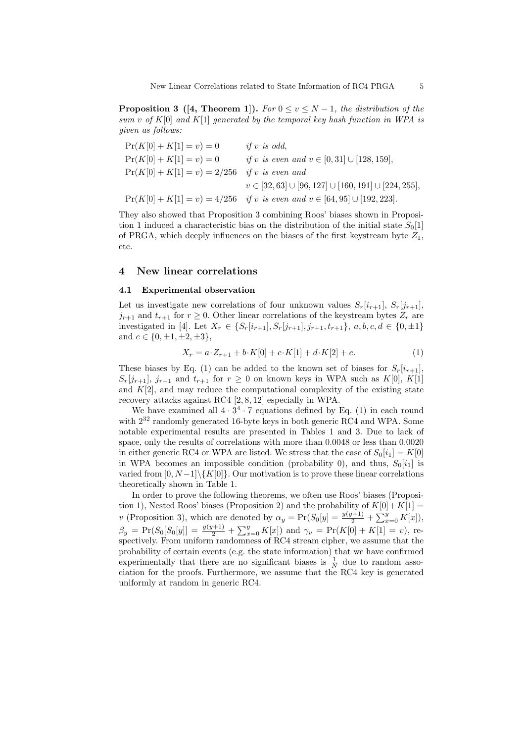**Proposition 3 ([4, Theorem 1]).** *For $0 \le v \le N-1$, the distribution of the sum $v$ of $K[0]$ and $K[1]$ generated by the temporal key hash function in WPA is given as follows:*

$$
\begin{aligned}
&\Pr(K[0]+K[1]=v)=0 && \text{if } v \text{ is odd},\\
&\Pr(K[0]+K[1]=v)=0 && \text{if } v \text{ is even and } v \in [0,31] \cup [128,159],\\
&\Pr(K[0]+K[1]=v)=2/256 && \text{if } v \text{ is even and}\\
& && v \in [32,63] \cup [96,127] \cup [160,191] \cup [224,255],\\
&\Pr(K[0]+K[1]=v)=4/256 && \text{if } v \text{ is even and } v \in [64,95] \cup [192,223].
\end{aligned}
$$

They also showed that Proposition 3 combining Roos' biases shown in Proposition 1 induced a characteristic bias on the distribution of the initial state $S_0[1]$ of PRGA, which deeply influences on the biases of the first keystream byte $Z_1$, etc.

## 4 New linear correlations

### 4.1 Experimental observation

Let us investigate new correlations of four unknown values $S_r[i_{r+1}]$, $S_r[j_{r+1}]$, $j_{r+1}$ and $t_{r+1}$ for $r \ge 0$. Other linear correlations of the keystream bytes $Z_r$ are investigated in [4]. Let $X_r \in \{S_r[i_{r+1}], S_r[j_{r+1}], j_{r+1}, t_{r+1}\}$, $a,b,c,d \in \{0, \pm 1\}$ and $e \in \{0, \pm 1, \pm 2, \pm 3\}$,

$$X_r = a \cdot Z_{r+1} + b \cdot K[0] + c \cdot K[1] + d \cdot K[2] + e. \tag{1}$$

These biases by Eq. (1) can be added to the known set of biases for $S_r[i_{r+1}]$, $S_r[j_{r+1}]$, $j_{r+1}$ and $t_{r+1}$ for $r \ge 0$ on known keys in WPA such as $K[0]$, $K[1]$ and $K[2]$, and may reduce the computational complexity of the existing state recovery attacks against RC4 [2, 8, 12] especially in WPA.

We have examined all $4 \cdot 3^4 \cdot 7$ equations defined by Eq. (1) in each round with $2^{32}$ randomly generated 16-byte keys in both generic RC4 and WPA. Some notable experimental results are presented in Tables 1 and 3. Due to lack of space, only the results of correlations with more than 0.0048 or less than 0.0020 in either generic RC4 or WPA are listed. We stress that the case of $S_0[i_1] = K[0]$ in WPA becomes an impossible condition (probability 0), and thus, $S_0[i_1]$ is varied from $[0, N-1] \setminus \{K[0]\}$. Our motivation is to prove these linear correlations theoretically shown in Table 1.

In order to prove the following theorems, we often use Roos' biases (Proposition 1), Nested Roos' biases (Proposition 2) and the probability of $K[0]+K[1] = v$ (Proposition 3), which are denoted by $\alpha_y = \Pr(S_0[y] = \frac{y(y+1)}{2} + \sum_{x=0}^{y} K[x])$, $\beta_y = \Pr(S_0[S_0[y]] = \frac{y(y+1)}{2} + \sum_{x=0}^{y} K[x])$ and $\gamma_v = \Pr(K[0]+K[1] = v)$, respectively. From uniform randomness of RC4 stream cipher, we assume that the probability of certain events (e.g. the state information) that we have confirmed experimentally that there are no significant biases is $\frac{1}{N}$ due to random association for the proofs. Furthermore, we assume that the RC4 key is generated uniformly at random in generic RC4.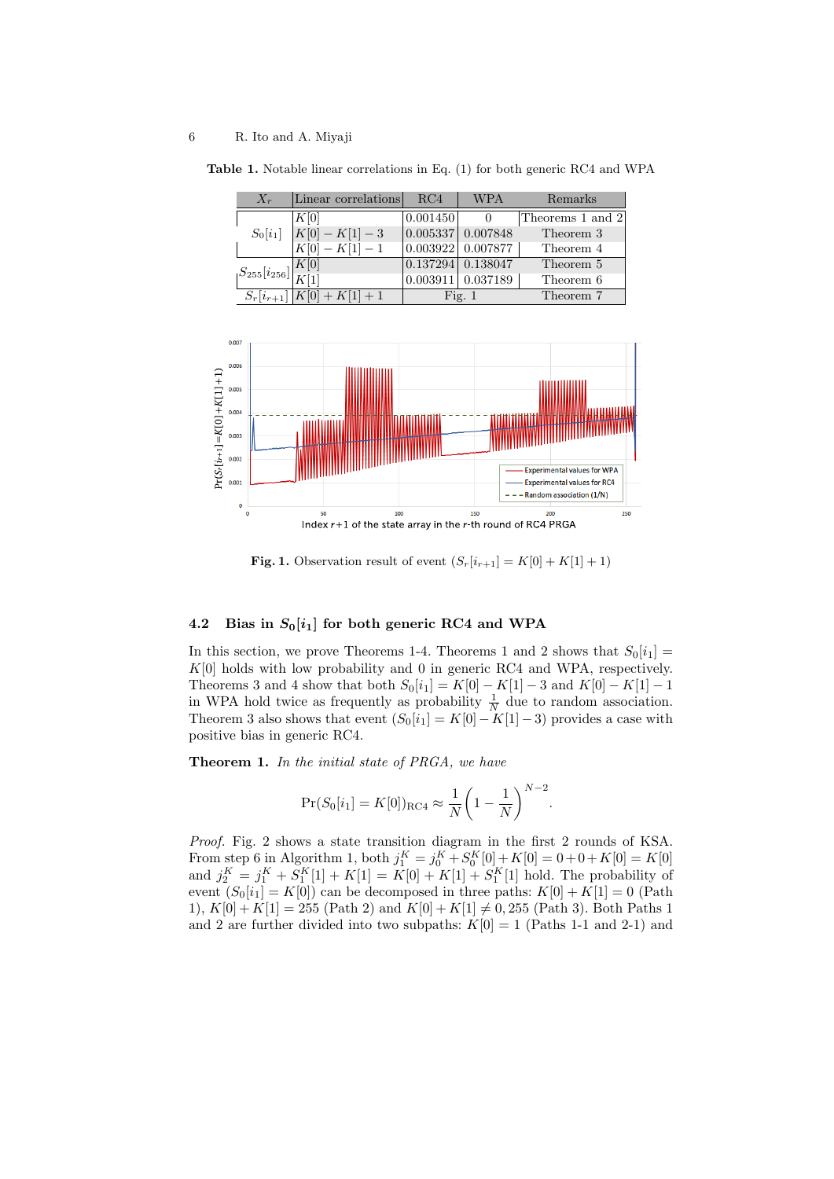**Table 1.** Notable linear correlations in Eq. (1) for both generic RC4 and WPA

| $X_r$ | Linear correlations | RC4 | WPA | Remarks |
|---|---|---|---|---|
| $S_0[i_1]$ | $K[0]$ | 0.001450 | 0 | Theorems 1 and 2 |
| | $K[0]-K[1]-3$ | 0.005337 | 0.007848 | Theorem 3 |
| | $K[0]-K[1]-1$ | 0.003922 | 0.007877 | Theorem 4 |
| $S_{255}[i_{256}]$ | $K[0]$ | 0.137294 | 0.138047 | Theorem 5 |
| | $K[1]$ | 0.003911 | 0.037189 | Theorem 6 |
| $S_r[i_{r+1}]$ | $K[0]+K[1]+1$ | Fig. 1 | | Theorem 7 |

**Fig. 1.** Observation result of event $(S_r[i_{r+1}] = K[0] + K[1] + 1)$

### 4.2 Bias in $S_0[i_1]$ for both generic RC4 and WPA

In this section, we prove Theorems 1-4. Theorems 1 and 2 shows that $S_0[i_1] = K[0]$ holds with low probability and 0 in generic RC4 and WPA, respectively. Theorems 3 and 4 show that both $S_0[i_1] = K[0] - K[1] - 3$ and $K[0] - K[1] - 1$ in WPA hold twice as frequently as probability $\frac{1}{N}$ due to random association. Theorem 3 also shows that event $(S_0[i_1] = K[0] - K[1] - 3)$ provides a case with positive bias in generic RC4.

**Theorem 1.** *In the initial state of PRGA, we have*

$$\Pr(S_0[i_1] = K[0])_{\text{RC4}} \approx \frac{1}{N}\left(1 - \frac{1}{N}\right)^{N-2}.$$

*Proof.* Fig. 2 shows a state transition diagram in the first 2 rounds of KSA. From step 6 in Algorithm 1, both $j_1^K = j_0^K + S_0^K[0] + K[0] = 0 + 0 + K[0] = K[0]$ and $j_2^K = j_1^K + S_1^K[1] + K[1] = K[0] + K[1] + S_1^K[1]$ hold. The probability of event $(S_0[i_1] = K[0])$ can be decomposed in three paths: $K[0] + K[1] = 0$ (Path 1), $K[0] + K[1] = 255$ (Path 2) and $K[0] + K[1] \neq 0, 255$ (Path 3). Both Paths 1 and 2 are further divided into two subpaths: $K[0] = 1$ (Paths 1-1 and 2-1) and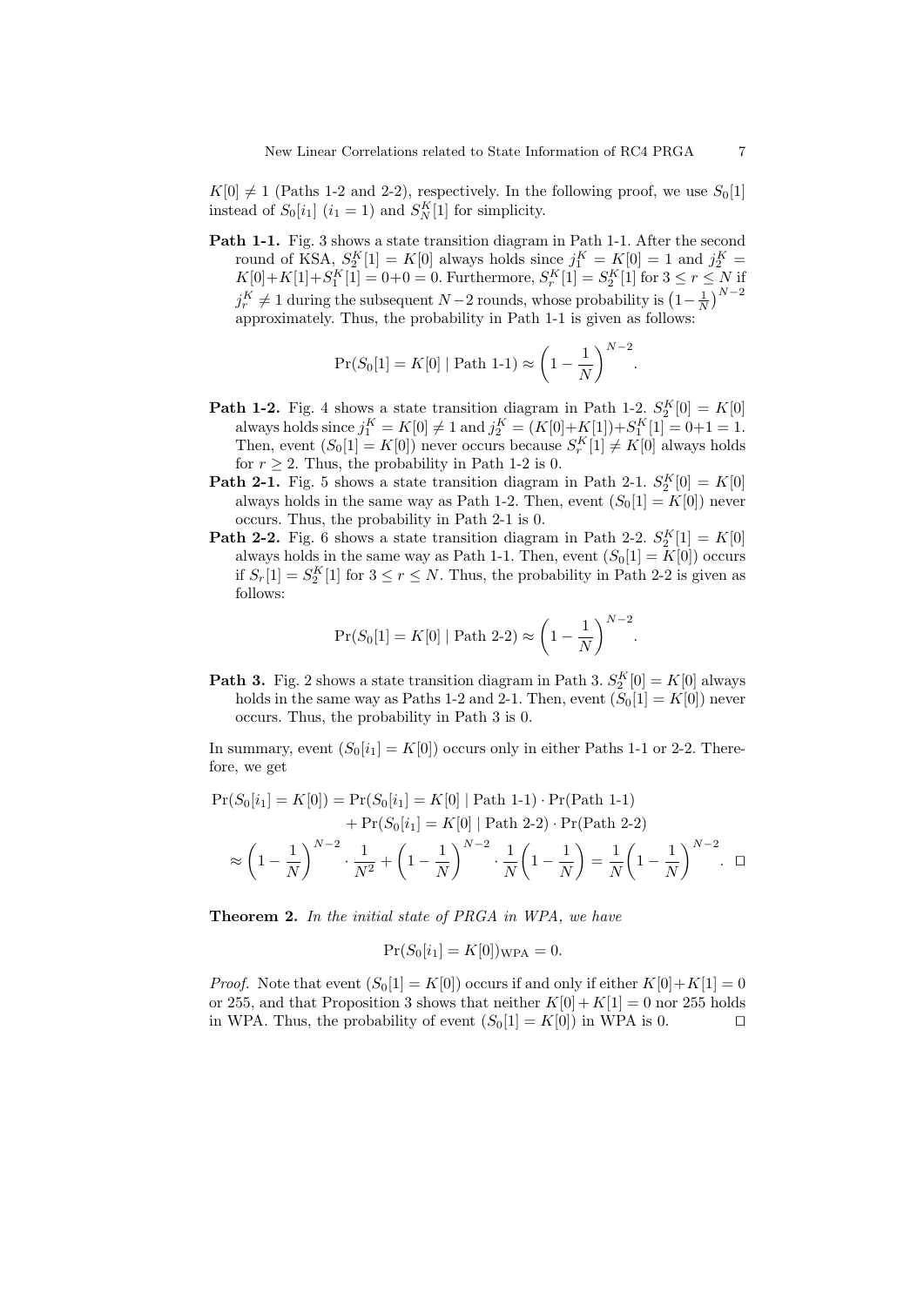$K[0] \neq 1$ (Paths 1-2 and 2-2), respectively. In the following proof, we use $S_0[1]$ instead of $S_0[i_1]$ ($i_1 = 1$) and $S_N^K[1]$ for simplicity.

**Path 1-1.** Fig. 3 shows a state transition diagram in Path 1-1. After the second round of KSA, $S_2^K[1] = K[0]$ always holds since $j_1^K = K[0] = 1$ and $j_2^K = K[0]+K[1]+S_1^K[1] = 0+0 = 0$. Furthermore, $S_r^K[1] = S_2^K[1]$ for $3 \leq r \leq N$ if $j_r^K \neq 1$ during the subsequent $N-2$ rounds, whose probability is $\left(1-\frac{1}{N}\right)^{N-2}$ approximately. Thus, the probability in Path 1-1 is given as follows:

$$\Pr(S_0[1] = K[0] \mid \text{Path 1-1}) \approx \left(1 - \frac{1}{N}\right)^{N-2}.$$

**Path 1-2.** Fig. 4 shows a state transition diagram in Path 1-2. $S_2^K[0] = K[0]$ always holds since $j_1^K = K[0] \neq 1$ and $j_2^K = (K[0]+K[1])+S_1^K[1] = 0+1 = 1$. Then, event $(S_0[1] = K[0])$ never occurs because $S_r^K[1] \neq K[0]$ always holds for $r \geq 2$. Thus, the probability in Path 1-2 is 0.

**Path 2-1.** Fig. 5 shows a state transition diagram in Path 2-1. $S_2^K[0] = K[0]$ always holds in the same way as Path 1-2. Then, event $(S_0[1] = K[0])$ never occurs. Thus, the probability in Path 2-1 is 0.

**Path 2-2.** Fig. 6 shows a state transition diagram in Path 2-2. $S_2^K[1] = K[0]$ always holds in the same way as Path 1-1. Then, event $(S_0[1] = K[0])$ occurs if $S_r[1] = S_2^K[1]$ for $3 \leq r \leq N$. Thus, the probability in Path 2-2 is given as follows:

$$\Pr(S_0[1] = K[0] \mid \text{Path 2-2}) \approx \left(1 - \frac{1}{N}\right)^{N-2}.$$

**Path 3.** Fig. 2 shows a state transition diagram in Path 3. $S_2^K[0] = K[0]$ always holds in the same way as Paths 1-2 and 2-1. Then, event $(S_0[1] = K[0])$ never occurs. Thus, the probability in Path 3 is 0.

In summary, event $(S_0[i_1] = K[0])$ occurs only in either Paths 1-1 or 2-2. Therefore, we get

$$\begin{aligned}
\Pr(S_0[i_1] = K[0]) &= \Pr(S_0[i_1] = K[0] \mid \text{Path 1-1}) \cdot \Pr(\text{Path 1-1}) \\
&\quad + \Pr(S_0[i_1] = K[0] \mid \text{Path 2-2}) \cdot \Pr(\text{Path 2-2}) \\
&\approx \left(1 - \frac{1}{N}\right)^{N-2} \cdot \frac{1}{N^2} + \left(1 - \frac{1}{N}\right)^{N-2} \cdot \frac{1}{N}\left(1 - \frac{1}{N}\right) = \frac{1}{N}\left(1 - \frac{1}{N}\right)^{N-2}. \quad \square
\end{aligned}$$

**Theorem 2.** *In the initial state of PRGA in WPA, we have*

$$\Pr(S_0[i_1] = K[0])_{\text{WPA}} = 0.$$

*Proof.* Note that event $(S_0[1] = K[0])$ occurs if and only if either $K[0]+K[1] = 0$ or 255, and that Proposition 3 shows that neither $K[0]+K[1] = 0$ nor 255 holds in WPA. Thus, the probability of event $(S_0[1] = K[0])$ in WPA is 0. $\square$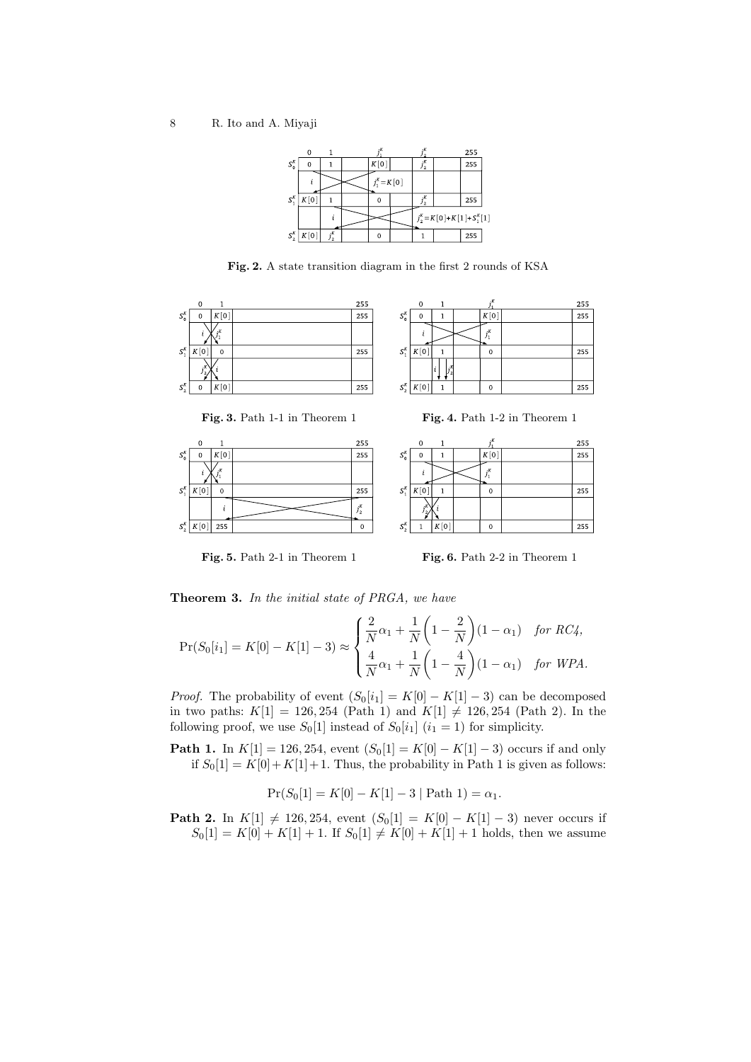**Fig. 2.** A state transition diagram in the first 2 rounds of KSA

**Fig. 3.** Path 1-1 in Theorem 1

**Fig. 4.** Path 1-2 in Theorem 1

**Fig. 5.** Path 2-1 in Theorem 1

**Fig. 6.** Path 2-2 in Theorem 1

**Theorem 3.** *In the initial state of PRGA, we have*

$$\Pr(S_0[i_1] = K[0] - K[1] - 3) \approx \begin{cases} \dfrac{2}{N}\alpha_1 + \dfrac{1}{N}\left(1 - \dfrac{2}{N}\right)(1 - \alpha_1) & \text{for RC4}, \\ \dfrac{4}{N}\alpha_1 + \dfrac{1}{N}\left(1 - \dfrac{4}{N}\right)(1 - \alpha_1) & \text{for WPA}. \end{cases}$$

*Proof.* The probability of event $(S_0[i_1] = K[0] - K[1] - 3)$ can be decomposed in two paths: $K[1] = 126, 254$ (Path 1) and $K[1] \neq 126, 254$ (Path 2). In the following proof, we use $S_0[1]$ instead of $S_0[i_1]$ $(i_1 = 1)$ for simplicity.

**Path 1.** In $K[1] = 126, 254$, event $(S_0[1] = K[0] - K[1] - 3)$ occurs if and only if $S_0[1] = K[0] + K[1] + 1$. Thus, the probability in Path 1 is given as follows:

$$\Pr(S_0[1] = K[0] - K[1] - 3 \mid \text{Path 1}) = \alpha_1.$$

**Path 2.** In $K[1] \neq 126, 254$, event $(S_0[1] = K[0] - K[1] - 3)$ never occurs if $S_0[1] = K[0] + K[1] + 1$. If $S_0[1] \neq K[0] + K[1] + 1$ holds, then we assume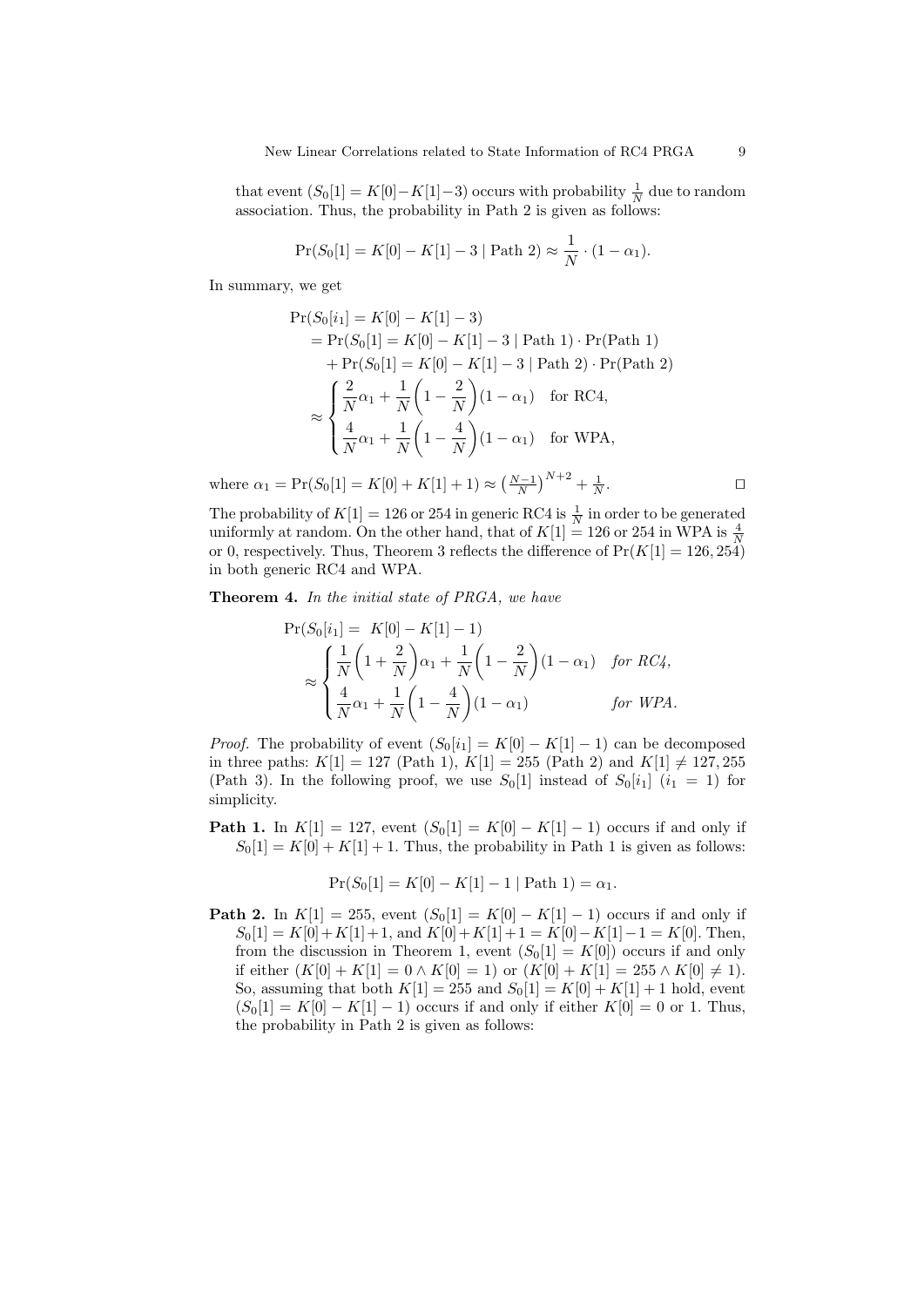that event $(S_0[1] = K[0] - K[1] - 3)$ occurs with probability $\frac{1}{N}$ due to random association. Thus, the probability in Path 2 is given as follows:

$$\Pr(S_0[1] = K[0] - K[1] - 3 \mid \text{Path 2}) \approx \frac{1}{N} \cdot (1 - \alpha_1).$$

In summary, we get

$$\begin{aligned}
&\Pr(S_0[i_1] = K[0] - K[1] - 3) \\
&= \Pr(S_0[1] = K[0] - K[1] - 3 \mid \text{Path 1}) \cdot \Pr(\text{Path 1}) \\
&\quad + \Pr(S_0[1] = K[0] - K[1] - 3 \mid \text{Path 2}) \cdot \Pr(\text{Path 2}) \\
&\approx \begin{cases} \dfrac{2}{N}\alpha_1 + \dfrac{1}{N}\left(1 - \dfrac{2}{N}\right)(1 - \alpha_1) & \text{for RC4,} \\ \dfrac{4}{N}\alpha_1 + \dfrac{1}{N}\left(1 - \dfrac{4}{N}\right)(1 - \alpha_1) & \text{for WPA,} \end{cases}
\end{aligned}$$

where $\alpha_1 = \Pr(S_0[1] = K[0] + K[1] + 1) \approx \left(\frac{N-1}{N}\right)^{N+2} + \frac{1}{N}$. □

The probability of $K[1] = 126$ or $254$ in generic RC4 is $\frac{1}{N}$ in order to be generated uniformly at random. On the other hand, that of $K[1] = 126$ or $254$ in WPA is $\frac{4}{N}$ or 0, respectively. Thus, Theorem 3 reflects the difference of $\Pr(K[1] = 126, 254)$ in both generic RC4 and WPA.

**Theorem 4.** *In the initial state of PRGA, we have*

$$\begin{aligned}
&\Pr(S_0[i_1] = K[0] - K[1] - 1) \\
&\approx \begin{cases} \dfrac{1}{N}\left(1 + \dfrac{2}{N}\right)\alpha_1 + \dfrac{1}{N}\left(1 - \dfrac{2}{N}\right)(1 - \alpha_1) & \textit{for RC4,} \\ \dfrac{4}{N}\alpha_1 + \dfrac{1}{N}\left(1 - \dfrac{4}{N}\right)(1 - \alpha_1) & \textit{for WPA.} \end{cases}
\end{aligned}$$

*Proof.* The probability of event $(S_0[i_1] = K[0] - K[1] - 1)$ can be decomposed in three paths: $K[1] = 127$ (Path 1), $K[1] = 255$ (Path 2) and $K[1] \neq 127, 255$ (Path 3). In the following proof, we use $S_0[1]$ instead of $S_0[i_1]$ ($i_1 = 1$) for simplicity.

**Path 1.** In $K[1] = 127$, event $(S_0[1] = K[0] - K[1] - 1)$ occurs if and only if $S_0[1] = K[0] + K[1] + 1$. Thus, the probability in Path 1 is given as follows:

$$\Pr(S_0[1] = K[0] - K[1] - 1 \mid \text{Path 1}) = \alpha_1.$$

**Path 2.** In $K[1] = 255$, event $(S_0[1] = K[0] - K[1] - 1)$ occurs if and only if $S_0[1] = K[0] + K[1] + 1$, and $K[0] + K[1] + 1 = K[0] - K[1] - 1 = K[0]$. Then, from the discussion in Theorem 1, event $(S_0[1] = K[0])$ occurs if and only if either $(K[0] + K[1] = 0 \wedge K[0] = 1)$ or $(K[0] + K[1] = 255 \wedge K[0] \neq 1)$. So, assuming that both $K[1] = 255$ and $S_0[1] = K[0] + K[1] + 1$ hold, event $(S_0[1] = K[0] - K[1] - 1)$ occurs if and only if either $K[0] = 0$ or 1. Thus, the probability in Path 2 is given as follows: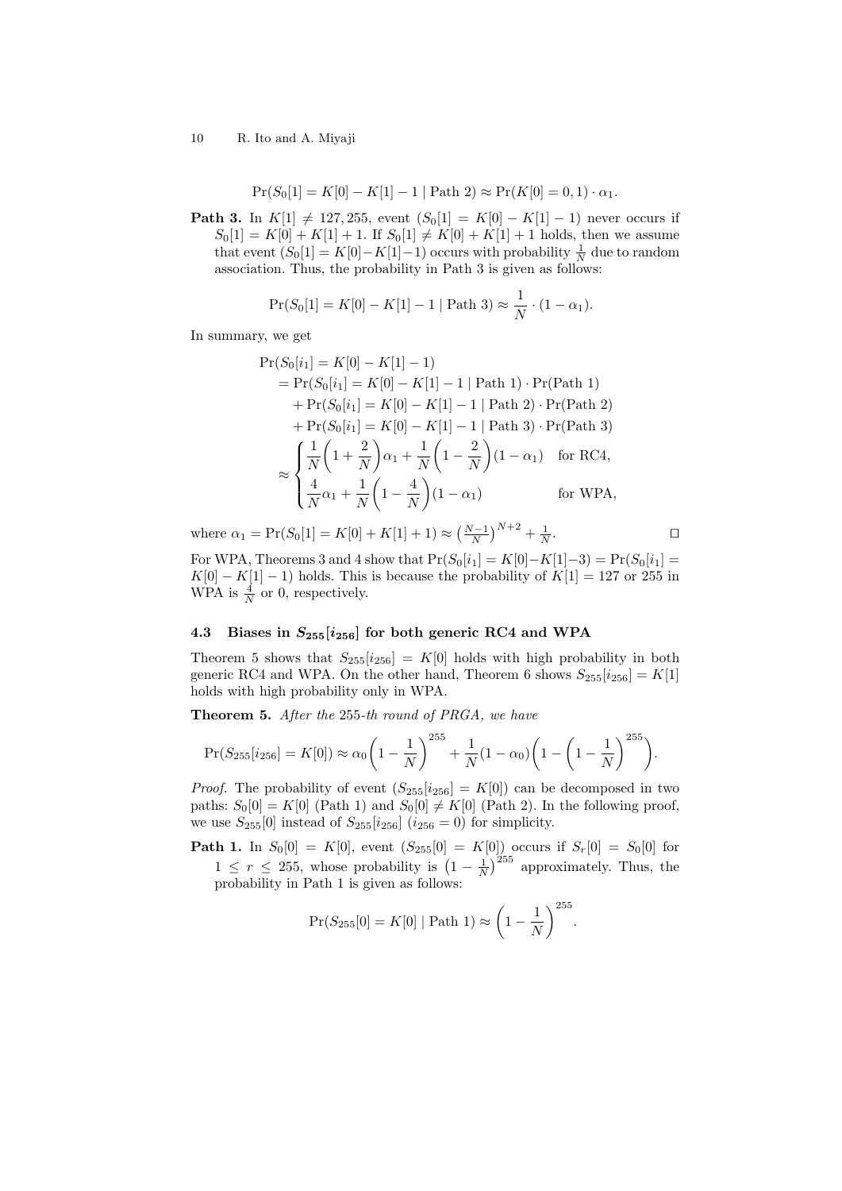$$\Pr(S_0[1] = K[0] - K[1] - 1 \mid \text{Path } 2) \approx \Pr(K[0] = 0, 1) \cdot \alpha_1.$$

**Path 3.** In $K[1] \neq 127, 255$, event $(S_0[1] = K[0] - K[1] - 1)$ never occurs if $S_0[1] = K[0] + K[1] + 1$. If $S_0[1] \neq K[0] + K[1] + 1$ holds, then we assume that event $(S_0[1] = K[0] - K[1] - 1)$ occurs with probability $\frac{1}{N}$ due to random association. Thus, the probability in Path 3 is given as follows:

$$\Pr(S_0[1] = K[0] - K[1] - 1 \mid \text{Path } 3) \approx \frac{1}{N} \cdot (1 - \alpha_1).$$

In summary, we get

$$\begin{aligned}
&\Pr(S_0[i_1] = K[0] - K[1] - 1) \\
&\quad = \Pr(S_0[i_1] = K[0] - K[1] - 1 \mid \text{Path } 1) \cdot \Pr(\text{Path } 1) \\
&\qquad + \Pr(S_0[i_1] = K[0] - K[1] - 1 \mid \text{Path } 2) \cdot \Pr(\text{Path } 2) \\
&\qquad + \Pr(S_0[i_1] = K[0] - K[1] - 1 \mid \text{Path } 3) \cdot \Pr(\text{Path } 3) \\
&\quad \approx \begin{cases} \dfrac{1}{N}\left(1 + \dfrac{2}{N}\right)\alpha_1 + \dfrac{1}{N}\left(1 - \dfrac{2}{N}\right)(1 - \alpha_1) & \text{for RC4,} \\[2ex] \dfrac{4}{N}\alpha_1 + \dfrac{1}{N}\left(1 - \dfrac{4}{N}\right)(1 - \alpha_1) & \text{for WPA,} \end{cases}
\end{aligned}$$

where $\alpha_1 = \Pr(S_0[1] = K[0] + K[1] + 1) \approx \left(\frac{N-1}{N}\right)^{N+2} + \frac{1}{N}$. □

For WPA, Theorems 3 and 4 show that $\Pr(S_0[i_1] = K[0] - K[1] - 3) = \Pr(S_0[i_1] = K[0] - K[1] - 1)$ holds. This is because the probability of $K[1] = 127$ or $255$ in WPA is $\frac{4}{N}$ or $0$, respectively.

### 4.3 Biases in $S_{255}[i_{256}]$ for both generic RC4 and WPA

Theorem 5 shows that $S_{255}[i_{256}] = K[0]$ holds with high probability in both generic RC4 and WPA. On the other hand, Theorem 6 shows $S_{255}[i_{256}] = K[1]$ holds with high probability only in WPA.

**Theorem 5.** *After the* 255*-th round of PRGA, we have*

$$\Pr(S_{255}[i_{256}] = K[0]) \approx \alpha_0 \left(1 - \frac{1}{N}\right)^{255} + \frac{1}{N}(1 - \alpha_0)\left(1 - \left(1 - \frac{1}{N}\right)^{255}\right).$$

*Proof.* The probability of event $(S_{255}[i_{256}] = K[0])$ can be decomposed in two paths: $S_0[0] = K[0]$ (Path 1) and $S_0[0] \neq K[0]$ (Path 2). In the following proof, we use $S_{255}[0]$ instead of $S_{255}[i_{256}]$ $(i_{256} = 0)$ for simplicity.

**Path 1.** In $S_0[0] = K[0]$, event $(S_{255}[0] = K[0])$ occurs if $S_r[0] = S_0[0]$ for $1 \leq r \leq 255$, whose probability is $\left(1 - \frac{1}{N}\right)^{255}$ approximately. Thus, the probability in Path 1 is given as follows:

$$\Pr(S_{255}[0] = K[0] \mid \text{Path } 1) \approx \left(1 - \frac{1}{N}\right)^{255}.$$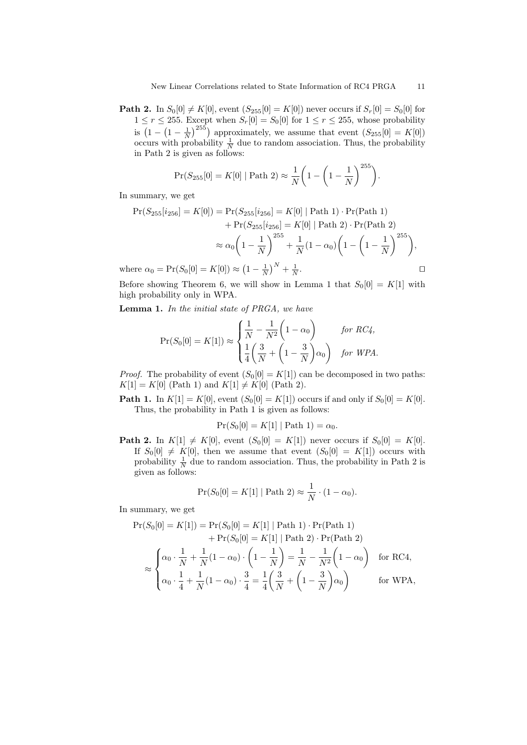**Path 2.** In $S_0[0] \neq K[0]$, event $(S_{255}[0] = K[0])$ never occurs if $S_r[0] = S_0[0]$ for $1 \leq r \leq 255$. Except when $S_r[0] = S_0[0]$ for $1 \leq r \leq 255$, whose probability is $\left(1 - \left(1 - \frac{1}{N}\right)^{255}\right)$ approximately, we assume that event $(S_{255}[0] = K[0])$ occurs with probability $\frac{1}{N}$ due to random association. Thus, the probability in Path 2 is given as follows:

$$\Pr(S_{255}[0] = K[0] \mid \text{Path 2}) \approx \frac{1}{N}\left(1 - \left(1 - \frac{1}{N}\right)^{255}\right).$$

In summary, we get

$$\begin{aligned}
\Pr(S_{255}[i_{256}] = K[0]) &= \Pr(S_{255}[i_{256}] = K[0] \mid \text{Path 1}) \cdot \Pr(\text{Path 1}) \\
&\quad + \Pr(S_{255}[i_{256}] = K[0] \mid \text{Path 2}) \cdot \Pr(\text{Path 2}) \\
&\approx \alpha_0 \left(1 - \frac{1}{N}\right)^{255} + \frac{1}{N}(1 - \alpha_0)\left(1 - \left(1 - \frac{1}{N}\right)^{255}\right),
\end{aligned}$$

where $\alpha_0 = \Pr(S_0[0] = K[0]) \approx \left(1 - \frac{1}{N}\right)^N + \frac{1}{N}$. □

Before showing Theorem 6, we will show in Lemma 1 that $S_0[0] = K[1]$ with high probability only in WPA.

**Lemma 1.** *In the initial state of PRGA, we have*

$$\Pr(S_0[0] = K[1]) \approx \begin{cases} \dfrac{1}{N} - \dfrac{1}{N^2}\left(1 - \alpha_0\right) & \textit{for RC4,} \\ \dfrac{1}{4}\left(\dfrac{3}{N} + \left(1 - \dfrac{3}{N}\right)\alpha_0\right) & \textit{for WPA.} \end{cases}$$

*Proof.* The probability of event $(S_0[0] = K[1])$ can be decomposed in two paths: $K[1] = K[0]$ (Path 1) and $K[1] \neq K[0]$ (Path 2).

**Path 1.** In $K[1] = K[0]$, event $(S_0[0] = K[1])$ occurs if and only if $S_0[0] = K[0]$. Thus, the probability in Path 1 is given as follows:

$$\Pr(S_0[0] = K[1] \mid \text{Path 1}) = \alpha_0.$$

**Path 2.** In $K[1] \neq K[0]$, event $(S_0[0] = K[1])$ never occurs if $S_0[0] = K[0]$. If $S_0[0] \neq K[0]$, then we assume that event $(S_0[0] = K[1])$ occurs with probability $\frac{1}{N}$ due to random association. Thus, the probability in Path 2 is given as follows:

$$\Pr(S_0[0] = K[1] \mid \text{Path 2}) \approx \frac{1}{N} \cdot (1 - \alpha_0).$$

In summary, we get

$$\begin{aligned}
\Pr(S_0[0] = K[1]) &= \Pr(S_0[0] = K[1] \mid \text{Path 1}) \cdot \Pr(\text{Path 1}) \\
&\quad + \Pr(S_0[0] = K[1] \mid \text{Path 2}) \cdot \Pr(\text{Path 2}) \\
&\approx \begin{cases} \alpha_0 \cdot \dfrac{1}{N} + \dfrac{1}{N}(1 - \alpha_0) \cdot \left(1 - \dfrac{1}{N}\right) = \dfrac{1}{N} - \dfrac{1}{N^2}\left(1 - \alpha_0\right) & \text{for RC4,} \\ \alpha_0 \cdot \dfrac{1}{4} + \dfrac{1}{N}(1 - \alpha_0) \cdot \dfrac{3}{4} = \dfrac{1}{4}\left(\dfrac{3}{N} + \left(1 - \dfrac{3}{N}\right)\alpha_0\right) & \text{for WPA,} \end{cases}
\end{aligned}$$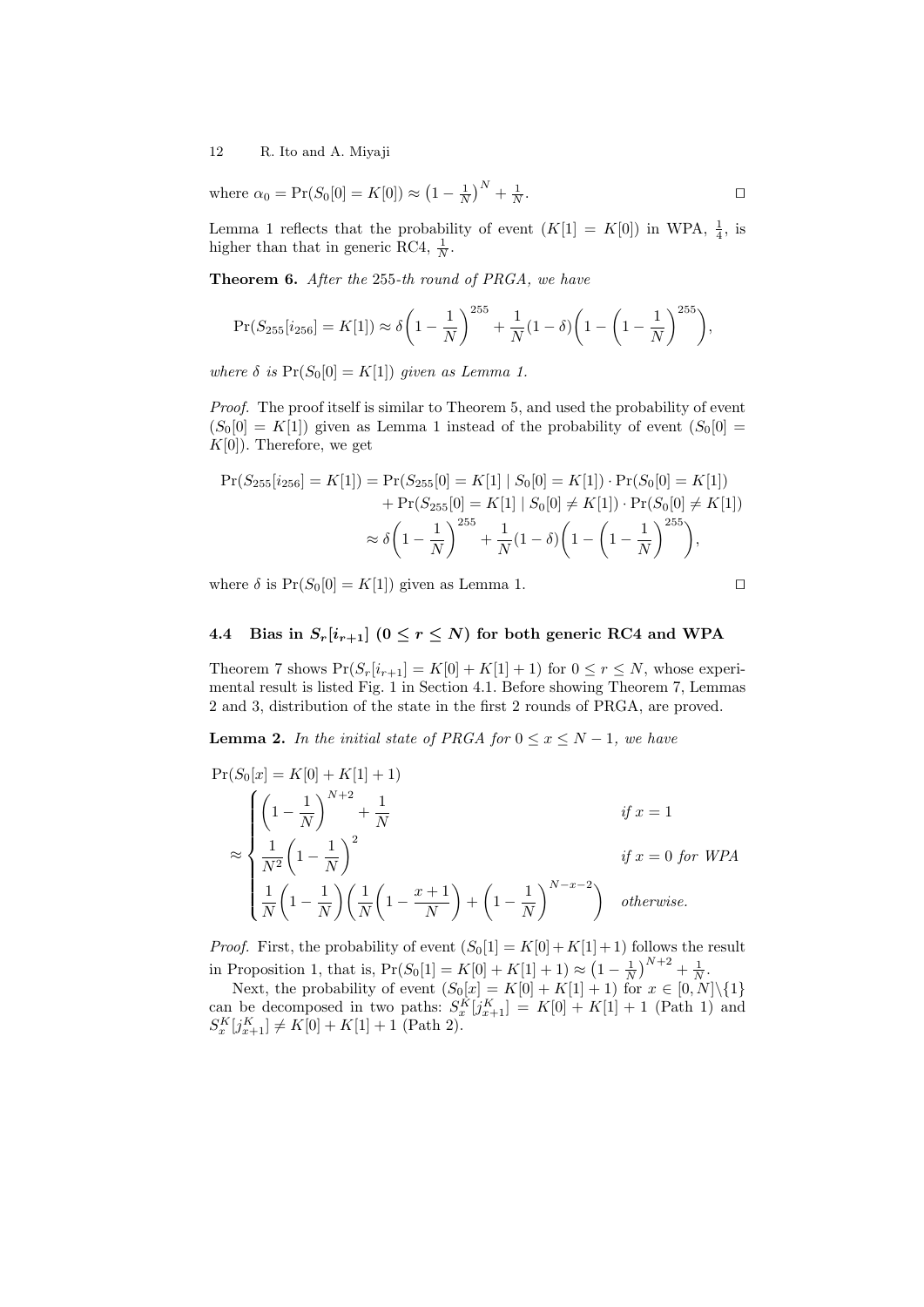where $\alpha_0 = \Pr(S_0[0] = K[0]) \approx \left(1 - \frac{1}{N}\right)^N + \frac{1}{N}$. $\square$

Lemma 1 reflects that the probability of event $(K[1] = K[0])$ in WPA, $\frac{1}{4}$, is higher than that in generic RC4, $\frac{1}{N}$.

**Theorem 6.** *After the* 255*-th round of PRGA, we have*

$$\Pr(S_{255}[i_{256}] = K[1]) \approx \delta\left(1 - \frac{1}{N}\right)^{255} + \frac{1}{N}(1-\delta)\left(1 - \left(1 - \frac{1}{N}\right)^{255}\right),$$

*where* $\delta$ *is* $\Pr(S_0[0] = K[1])$ *given as Lemma 1.*

*Proof.* The proof itself is similar to Theorem 5, and used the probability of event $(S_0[0] = K[1])$ given as Lemma 1 instead of the probability of event $(S_0[0] = K[0])$. Therefore, we get

$$\begin{aligned}
\Pr(S_{255}[i_{256}] = K[1]) &= \Pr(S_{255}[0] = K[1] \mid S_0[0] = K[1]) \cdot \Pr(S_0[0] = K[1]) \\
&\quad + \Pr(S_{255}[0] = K[1] \mid S_0[0] \neq K[1]) \cdot \Pr(S_0[0] \neq K[1]) \\
&\approx \delta\left(1 - \frac{1}{N}\right)^{255} + \frac{1}{N}(1-\delta)\left(1 - \left(1 - \frac{1}{N}\right)^{255}\right),
\end{aligned}$$

where $\delta$ is $\Pr(S_0[0] = K[1])$ given as Lemma 1. $\square$

### 4.4 Bias in $S_r[i_{r+1}]$ $(0 \leq r \leq N)$ for both generic RC4 and WPA

Theorem 7 shows $\Pr(S_r[i_{r+1}] = K[0] + K[1] + 1)$ for $0 \leq r \leq N$, whose experimental result is listed Fig. 1 in Section 4.1. Before showing Theorem 7, Lemmas 2 and 3, distribution of the state in the first 2 rounds of PRGA, are proved.

**Lemma 2.** *In the initial state of PRGA for* $0 \leq x \leq N-1$*, we have*

$$\Pr(S_0[x] = K[0] + K[1] + 1) \approx \begin{cases} \left(1 - \frac{1}{N}\right)^{N+2} + \frac{1}{N} & \text{if } x = 1 \\ \frac{1}{N^2}\left(1 - \frac{1}{N}\right)^2 & \text{if } x = 0 \text{ for WPA} \\ \frac{1}{N}\left(1 - \frac{1}{N}\right)\left(\frac{1}{N}\left(1 - \frac{x+1}{N}\right) + \left(1 - \frac{1}{N}\right)^{N-x-2}\right) & \text{otherwise.} \end{cases}$$

*Proof.* First, the probability of event $(S_0[1] = K[0] + K[1] + 1)$ follows the result in Proposition 1, that is, $\Pr(S_0[1] = K[0] + K[1] + 1) \approx \left(1 - \frac{1}{N}\right)^{N+2} + \frac{1}{N}$.

Next, the probability of event $(S_0[x] = K[0] + K[1] + 1)$ for $x \in [0, N] \backslash \{1\}$ can be decomposed in two paths: $S_x^K[j_{x+1}^K] = K[0] + K[1] + 1$ (Path 1) and $S_x^K[j_{x+1}^K] \neq K[0] + K[1] + 1$ (Path 2).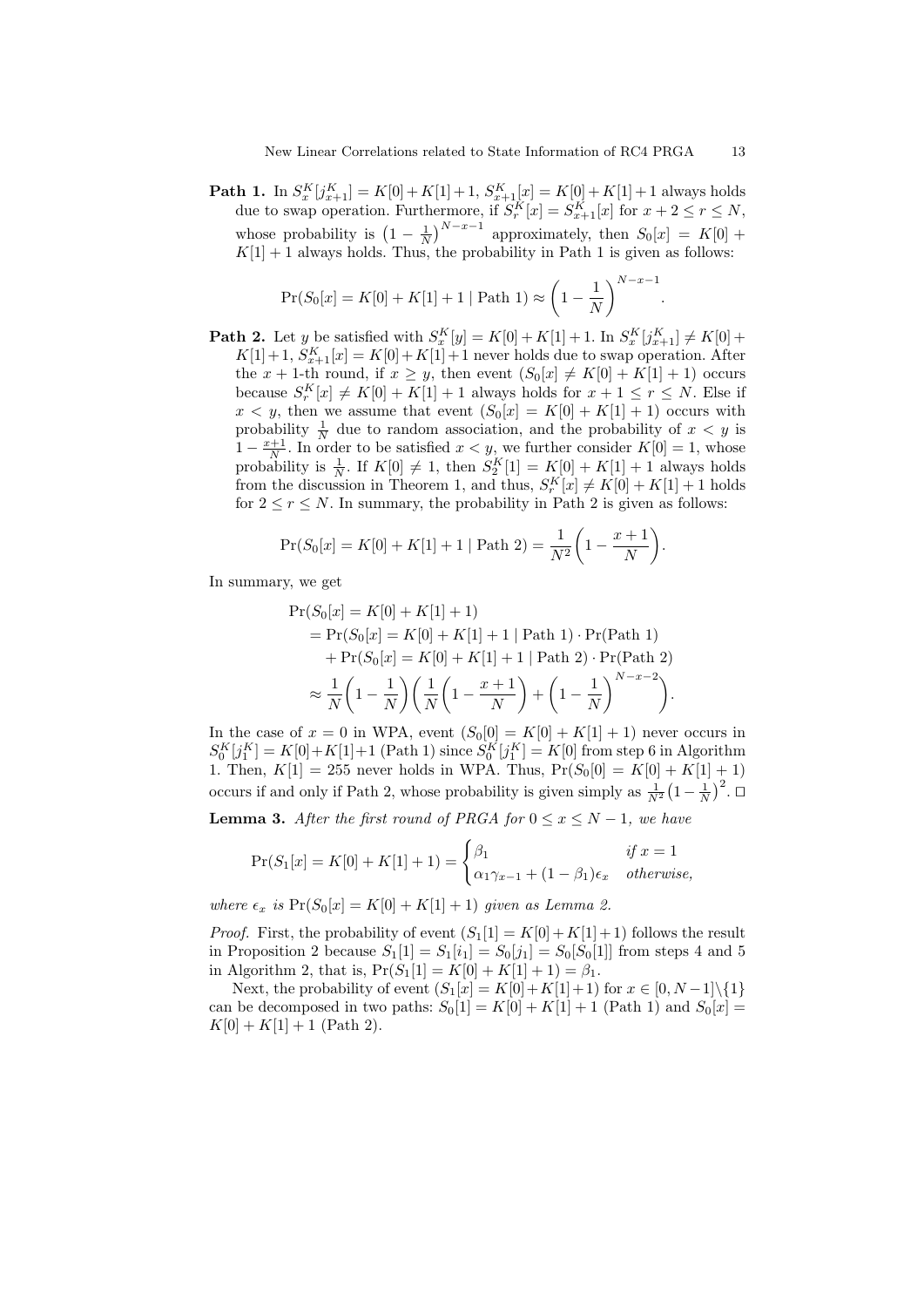**Path 1.** In $S_x^K[j_{x+1}^K] = K[0] + K[1] + 1$, $S_{x+1}^K[x] = K[0] + K[1] + 1$ always holds due to swap operation. Furthermore, if $S_r^K[x] = S_{x+1}^K[x]$ for $x + 2 \leq r \leq N$, whose probability is $\left(1 - \frac{1}{N}\right)^{N-x-1}$ approximately, then $S_0[x] = K[0] + K[1] + 1$ always holds. Thus, the probability in Path 1 is given as follows:

$$\Pr(S_0[x] = K[0] + K[1] + 1 \mid \text{Path 1}) \approx \left(1 - \frac{1}{N}\right)^{N-x-1}.$$

**Path 2.** Let $y$ be satisfied with $S_x^K[y] = K[0] + K[1] + 1$. In $S_x^K[j_{x+1}^K] \neq K[0] + K[1] + 1$, $S_{x+1}^K[x] = K[0] + K[1] + 1$ never holds due to swap operation. After the $x + 1$-th round, if $x \geq y$, then event $(S_0[x] \neq K[0] + K[1] + 1)$ occurs because $S_r^K[x] \neq K[0] + K[1] + 1$ always holds for $x + 1 \leq r \leq N$. Else if $x < y$, then we assume that event $(S_0[x] = K[0] + K[1] + 1)$ occurs with probability $\frac{1}{N}$ due to random association, and the probability of $x < y$ is $1 - \frac{x+1}{N}$. In order to be satisfied $x < y$, we further consider $K[0] = 1$, whose probability is $\frac{1}{N}$. If $K[0] \neq 1$, then $S_2^K[1] = K[0] + K[1] + 1$ always holds from the discussion in Theorem 1, and thus, $S_r^K[x] \neq K[0] + K[1] + 1$ holds for $2 \leq r \leq N$. In summary, the probability in Path 2 is given as follows:

$$\Pr(S_0[x] = K[0] + K[1] + 1 \mid \text{Path 2}) = \frac{1}{N^2}\left(1 - \frac{x+1}{N}\right).$$

In summary, we get

$$\begin{aligned}
&\Pr(S_0[x] = K[0] + K[1] + 1) \\
&= \Pr(S_0[x] = K[0] + K[1] + 1 \mid \text{Path 1}) \cdot \Pr(\text{Path 1}) \\
&\quad + \Pr(S_0[x] = K[0] + K[1] + 1 \mid \text{Path 2}) \cdot \Pr(\text{Path 2}) \\
&\approx \frac{1}{N}\left(1 - \frac{1}{N}\right)\left(\frac{1}{N}\left(1 - \frac{x+1}{N}\right) + \left(1 - \frac{1}{N}\right)^{N-x-2}\right).
\end{aligned}$$

In the case of $x = 0$ in WPA, event $(S_0[0] = K[0] + K[1] + 1)$ never occurs in $S_0^K[j_1^K] = K[0] + K[1] + 1$ (Path 1) since $S_0^K[j_1^K] = K[0]$ from step 6 in Algorithm 1. Then, $K[1] = 255$ never holds in WPA. Thus, $\Pr(S_0[0] = K[0] + K[1] + 1)$ occurs if and only if Path 2, whose probability is given simply as $\frac{1}{N^2}\left(1 - \frac{1}{N}\right)^2$. □

**Lemma 3.** *After the first round of PRGA for $0 \leq x \leq N - 1$, we have*

$$\Pr(S_1[x] = K[0] + K[1] + 1) = \begin{cases} \beta_1 & \text{if } x = 1 \\ \alpha_1 \gamma_{x-1} + (1 - \beta_1)\epsilon_x & \text{otherwise,} \end{cases}$$

*where $\epsilon_x$ is $\Pr(S_0[x] = K[0] + K[1] + 1)$ given as Lemma 2.*

*Proof.* First, the probability of event $(S_1[1] = K[0] + K[1] + 1)$ follows the result in Proposition 2 because $S_1[1] = S_1[i_1] = S_0[j_1] = S_0[S_0[1]]$ from steps 4 and 5 in Algorithm 2, that is, $\Pr(S_1[1] = K[0] + K[1] + 1) = \beta_1$.

Next, the probability of event $(S_1[x] = K[0] + K[1] + 1)$ for $x \in [0, N-1] \setminus \{1\}$ can be decomposed in two paths: $S_0[1] = K[0] + K[1] + 1$ (Path 1) and $S_0[x] = K[0] + K[1] + 1$ (Path 2).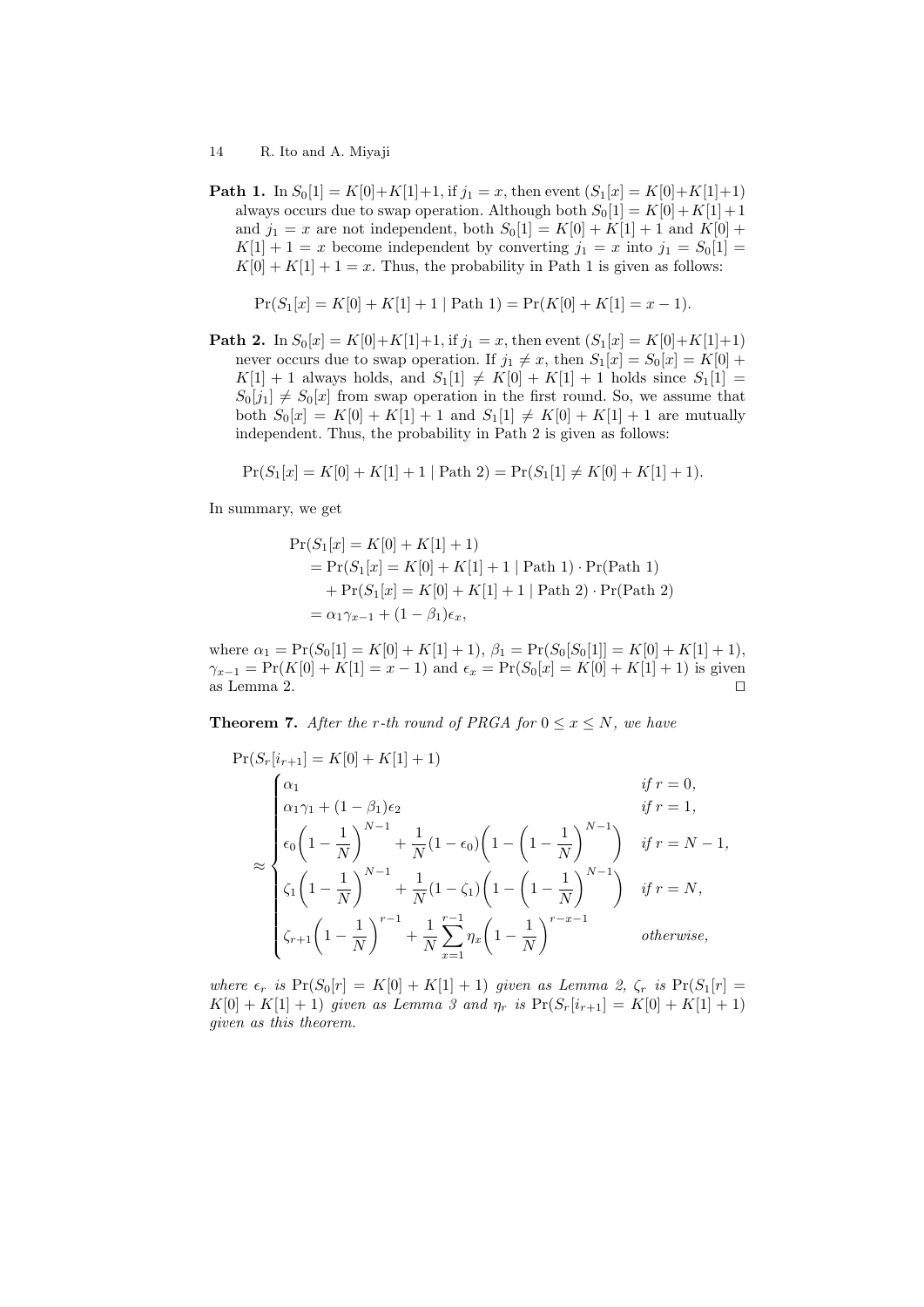**Path 1.** In $S_0[1] = K[0]+K[1]+1$, if $j_1 = x$, then event $(S_1[x] = K[0]+K[1]+1)$ always occurs due to swap operation. Although both $S_0[1] = K[0]+K[1]+1$ and $j_1 = x$ are not independent, both $S_0[1] = K[0] + K[1] + 1$ and $K[0] + K[1] + 1 = x$ become independent by converting $j_1 = x$ into $j_1 = S_0[1] = K[0] + K[1] + 1 = x$. Thus, the probability in Path 1 is given as follows:

$$\Pr(S_1[x] = K[0] + K[1] + 1 \mid \text{Path } 1) = \Pr(K[0] + K[1] = x - 1).$$

**Path 2.** In $S_0[x] = K[0]+K[1]+1$, if $j_1 = x$, then event $(S_1[x] = K[0]+K[1]+1)$ never occurs due to swap operation. If $j_1 \neq x$, then $S_1[x] = S_0[x] = K[0] + K[1] + 1$ always holds, and $S_1[1] \neq K[0] + K[1] + 1$ holds since $S_1[1] = S_0[j_1] \neq S_0[x]$ from swap operation in the first round. So, we assume that both $S_0[x] = K[0] + K[1] + 1$ and $S_1[1] \neq K[0] + K[1] + 1$ are mutually independent. Thus, the probability in Path 2 is given as follows:

$$\Pr(S_1[x] = K[0] + K[1] + 1 \mid \text{Path } 2) = \Pr(S_1[1] \neq K[0] + K[1] + 1).$$

In summary, we get

$$\begin{aligned}
&\Pr(S_1[x] = K[0] + K[1] + 1) \\
&\quad = \Pr(S_1[x] = K[0] + K[1] + 1 \mid \text{Path } 1) \cdot \Pr(\text{Path } 1) \\
&\qquad + \Pr(S_1[x] = K[0] + K[1] + 1 \mid \text{Path } 2) \cdot \Pr(\text{Path } 2) \\
&\quad = \alpha_1 \gamma_{x-1} + (1 - \beta_1)\epsilon_x,
\end{aligned}$$

where $\alpha_1 = \Pr(S_0[1] = K[0] + K[1] + 1)$, $\beta_1 = \Pr(S_0[S_0[1]] = K[0] + K[1] + 1)$, $\gamma_{x-1} = \Pr(K[0] + K[1] = x - 1)$ and $\epsilon_x = \Pr(S_0[x] = K[0] + K[1] + 1)$ is given as Lemma 2. $\square$

**Theorem 7.** *After the r-th round of PRGA for $0 \leq x \leq N$, we have*

$$\Pr(S_r[i_{r+1}] = K[0] + K[1] + 1)$$
$$\approx \begin{cases}
\alpha_1 & \text{if } r = 0, \\
\alpha_1 \gamma_1 + (1 - \beta_1)\epsilon_2 & \text{if } r = 1, \\
\epsilon_0 \left(1 - \frac{1}{N}\right)^{N-1} + \frac{1}{N}(1 - \epsilon_0)\left(1 - \left(1 - \frac{1}{N}\right)^{N-1}\right) & \text{if } r = N - 1, \\
\zeta_1 \left(1 - \frac{1}{N}\right)^{N-1} + \frac{1}{N}(1 - \zeta_1)\left(1 - \left(1 - \frac{1}{N}\right)^{N-1}\right) & \text{if } r = N, \\
\zeta_{r+1} \left(1 - \frac{1}{N}\right)^{r-1} + \frac{1}{N}\sum_{x=1}^{r-1} \eta_x \left(1 - \frac{1}{N}\right)^{r-x-1} & \text{otherwise,}
\end{cases}$$

*where $\epsilon_r$ is $\Pr(S_0[r] = K[0] + K[1] + 1)$ given as Lemma 2, $\zeta_r$ is $\Pr(S_1[r] = K[0] + K[1] + 1)$ given as Lemma 3 and $\eta_r$ is $\Pr(S_r[i_{r+1}] = K[0] + K[1] + 1)$ given as this theorem.*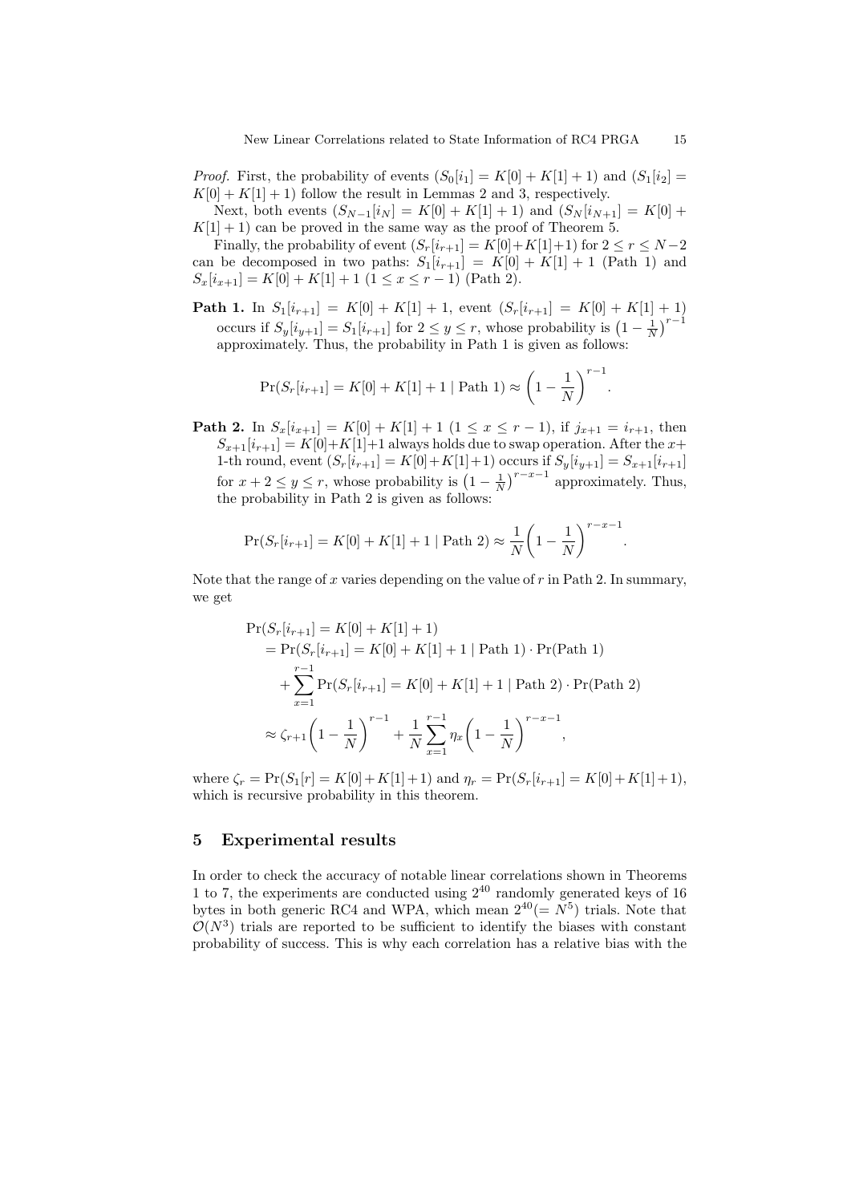*Proof.* First, the probability of events $(S_0[i_1] = K[0] + K[1] + 1)$ and $(S_1[i_2] = K[0] + K[1] + 1)$ follow the result in Lemmas 2 and 3, respectively.

Next, both events $(S_{N-1}[i_N] = K[0] + K[1] + 1)$ and $(S_N[i_{N+1}] = K[0] + K[1] + 1)$ can be proved in the same way as the proof of Theorem 5.

Finally, the probability of event $(S_r[i_{r+1}] = K[0]+K[1]+1)$ for $2 \leq r \leq N-2$ can be decomposed in two paths: $S_1[i_{r+1}] = K[0] + K[1] + 1$ (Path 1) and $S_x[i_{x+1}] = K[0] + K[1] + 1$ $(1 \leq x \leq r-1)$ (Path 2).

**Path 1.** In $S_1[i_{r+1}] = K[0] + K[1] + 1$, event $(S_r[i_{r+1}] = K[0] + K[1] + 1)$ occurs if $S_y[i_{y+1}] = S_1[i_{r+1}]$ for $2 \leq y \leq r$, whose probability is $\left(1 - \frac{1}{N}\right)^{r-1}$ approximately. Thus, the probability in Path 1 is given as follows:

$$\Pr(S_r[i_{r+1}] = K[0] + K[1] + 1 \mid \text{Path 1}) \approx \left(1 - \frac{1}{N}\right)^{r-1}.$$

**Path 2.** In $S_x[i_{x+1}] = K[0] + K[1] + 1$ $(1 \leq x \leq r-1)$, if $j_{x+1} = i_{r+1}$, then $S_{x+1}[i_{r+1}] = K[0]+K[1]+1$ always holds due to swap operation. After the $x+1$-th round, event $(S_r[i_{r+1}] = K[0]+K[1]+1)$ occurs if $S_y[i_{y+1}] = S_{x+1}[i_{r+1}]$ for $x+2 \leq y \leq r$, whose probability is $\left(1 - \frac{1}{N}\right)^{r-x-1}$ approximately. Thus, the probability in Path 2 is given as follows:

$$\Pr(S_r[i_{r+1}] = K[0] + K[1] + 1 \mid \text{Path 2}) \approx \frac{1}{N}\left(1 - \frac{1}{N}\right)^{r-x-1}.$$

Note that the range of $x$ varies depending on the value of $r$ in Path 2. In summary, we get

$$\begin{aligned}
&\Pr(S_r[i_{r+1}] = K[0] + K[1] + 1) \\
&= \Pr(S_r[i_{r+1}] = K[0] + K[1] + 1 \mid \text{Path 1}) \cdot \Pr(\text{Path 1}) \\
&\quad + \sum_{x=1}^{r-1} \Pr(S_r[i_{r+1}] = K[0] + K[1] + 1 \mid \text{Path 2}) \cdot \Pr(\text{Path 2}) \\
&\approx \zeta_{r+1}\left(1 - \frac{1}{N}\right)^{r-1} + \frac{1}{N}\sum_{x=1}^{r-1} \eta_x \left(1 - \frac{1}{N}\right)^{r-x-1},
\end{aligned}$$

where $\zeta_r = \Pr(S_1[r] = K[0]+K[1]+1)$ and $\eta_r = \Pr(S_r[i_{r+1}] = K[0]+K[1]+1)$, which is recursive probability in this theorem.

## 5 Experimental results

In order to check the accuracy of notable linear correlations shown in Theorems 1 to 7, the experiments are conducted using $2^{40}$ randomly generated keys of 16 bytes in both generic RC4 and WPA, which mean $2^{40}(= N^5)$ trials. Note that $\mathcal{O}(N^3)$ trials are reported to be sufficient to identify the biases with constant probability of success. This is why each correlation has a relative bias with the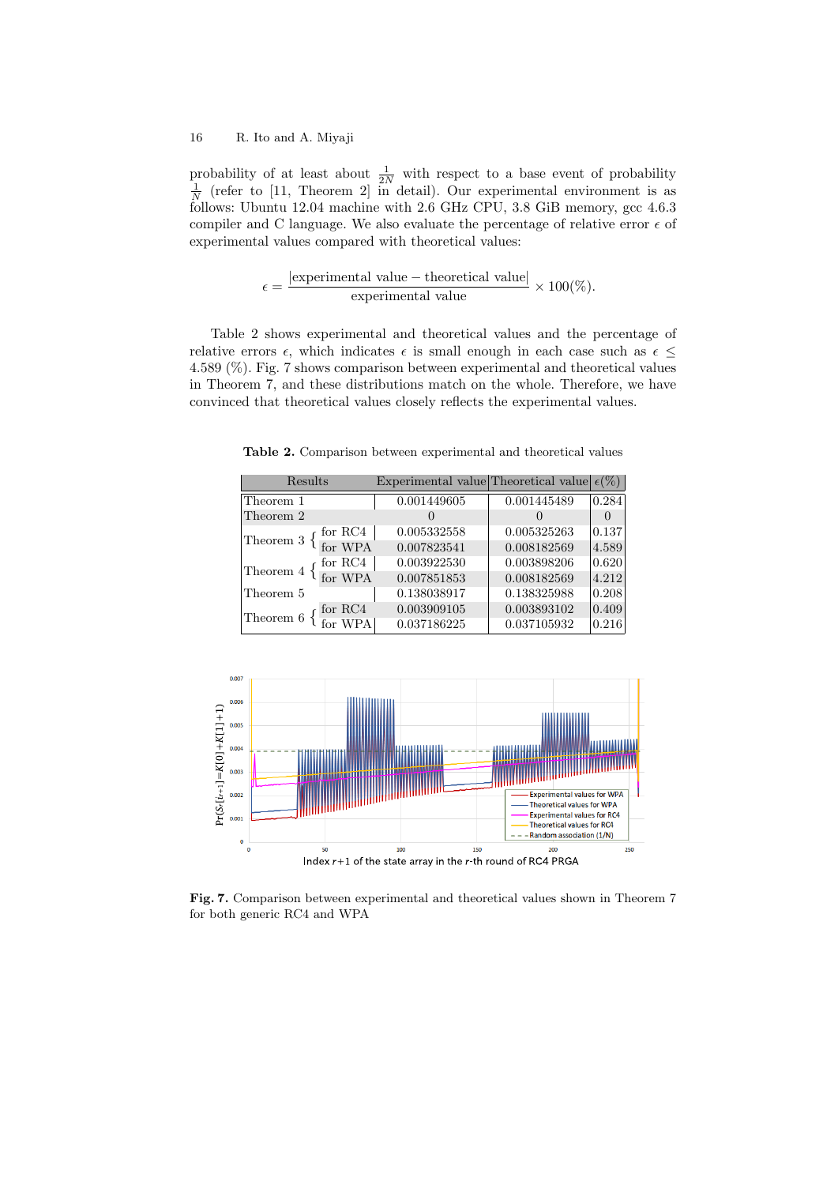probability of at least about $\frac{1}{2N}$ with respect to a base event of probability $\frac{1}{N}$ (refer to [11, Theorem 2] in detail). Our experimental environment is as follows: Ubuntu 12.04 machine with 2.6 GHz CPU, 3.8 GiB memory, gcc 4.6.3 compiler and C language. We also evaluate the percentage of relative error $\epsilon$ of experimental values compared with theoretical values:

$$\epsilon = \frac{|\text{experimental value} - \text{theoretical value}|}{\text{experimental value}} \times 100(\%).$$

Table 2 shows experimental and theoretical values and the percentage of relative errors $\epsilon$, which indicates $\epsilon$ is small enough in each case such as $\epsilon \leq 4.589$ (%). Fig. 7 shows comparison between experimental and theoretical values in Theorem 7, and these distributions match on the whole. Therefore, we have convinced that theoretical values closely reflects the experimental values.

**Table 2.** Comparison between experimental and theoretical values

| Results | | Experimental value | Theoretical value | $\epsilon$(%) |
|---|---|---|---|---|
| Theorem 1 | | 0.001449605 | 0.001445489 | 0.284 |
| Theorem 2 | | 0 | 0 | 0 |
| Theorem 3 | for RC4 | 0.005332558 | 0.005325263 | 0.137 |
| | for WPA | 0.007823541 | 0.008182569 | 4.589 |
| Theorem 4 | for RC4 | 0.003922530 | 0.003898206 | 0.620 |
| | for WPA | 0.007851853 | 0.008182569 | 4.212 |
| Theorem 5 | | 0.138038917 | 0.138325988 | 0.208 |
| Theorem 6 | for RC4 | 0.003909105 | 0.003893102 | 0.409 |
| | for WPA | 0.037186225 | 0.037105932 | 0.216 |

**Fig. 7.** Comparison between experimental and theoretical values shown in Theorem 7 for both generic RC4 and WPA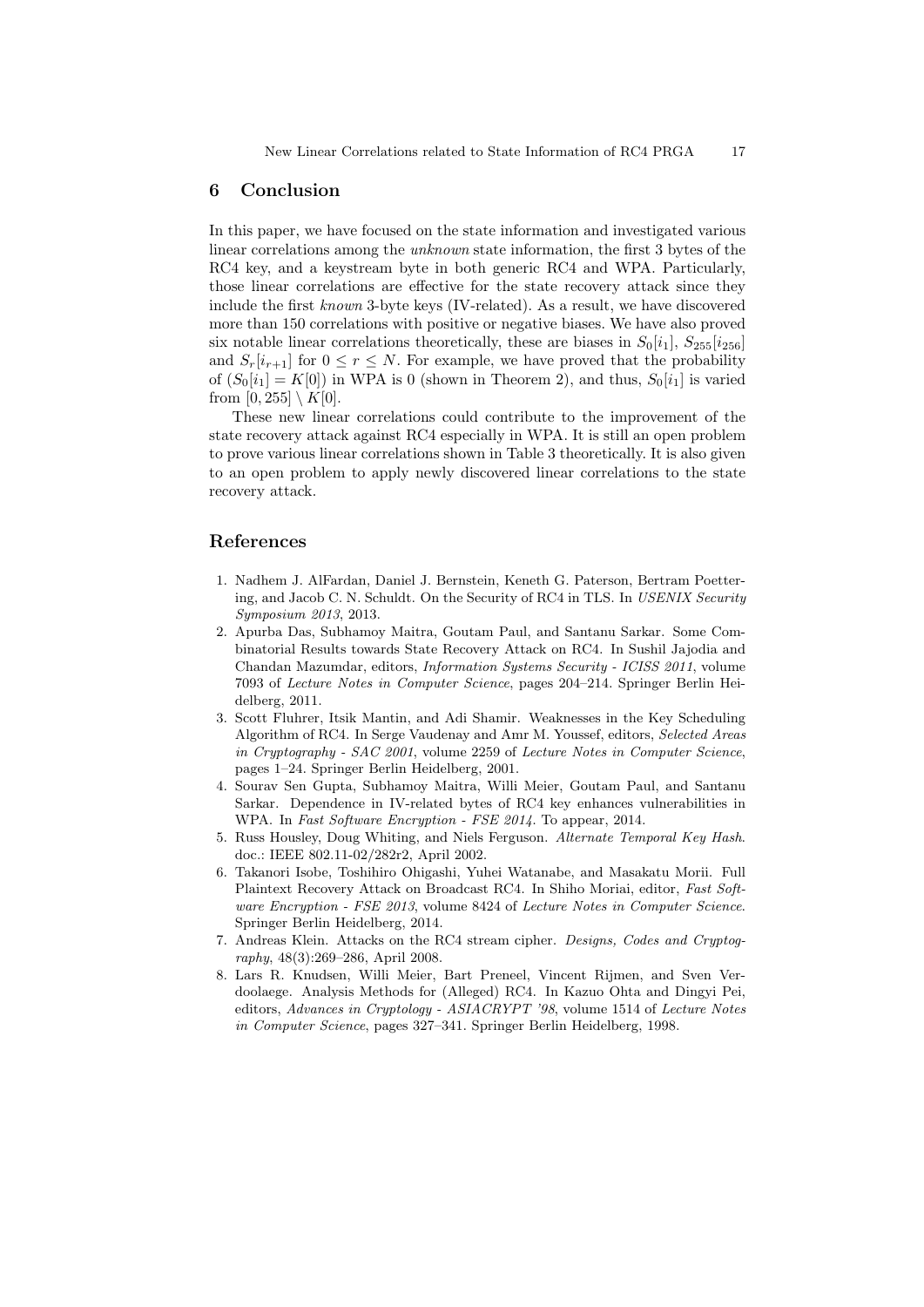## 6 Conclusion

In this paper, we have focused on the state information and investigated various linear correlations among the *unknown* state information, the first 3 bytes of the RC4 key, and a keystream byte in both generic RC4 and WPA. Particularly, those linear correlations are effective for the state recovery attack since they include the first *known* 3-byte keys (IV-related). As a result, we have discovered more than 150 correlations with positive or negative biases. We have also proved six notable linear correlations theoretically, these are biases in $S_0[i_1]$, $S_{255}[i_{256}]$ and $S_r[i_{r+1}]$ for $0 \leq r \leq N$. For example, we have proved that the probability of $(S_0[i_1] = K[0])$ in WPA is 0 (shown in Theorem 2), and thus, $S_0[i_1]$ is varied from $[0, 255] \setminus K[0]$.

These new linear correlations could contribute to the improvement of the state recovery attack against RC4 especially in WPA. It is still an open problem to prove various linear correlations shown in Table 3 theoretically. It is also given to an open problem to apply newly discovered linear correlations to the state recovery attack.

## References

1. Nadhem J. AlFardan, Daniel J. Bernstein, Kenneth G. Paterson, Bertram Poettering, and Jacob C. N. Schuldt. On the Security of RC4 in TLS. In *USENIX Security Symposium 2013*, 2013.
2. Apurba Das, Subhamoy Maitra, Goutam Paul, and Santanu Sarkar. Some Combinatorial Results towards State Recovery Attack on RC4. In Sushil Jajodia and Chandan Mazumdar, editors, *Information Systems Security - ICISS 2011*, volume 7093 of *Lecture Notes in Computer Science*, pages 204–214. Springer Berlin Heidelberg, 2011.
3. Scott Fluhrer, Itsik Mantin, and Adi Shamir. Weaknesses in the Key Scheduling Algorithm of RC4. In Serge Vaudenay and Amr M. Youssef, editors, *Selected Areas in Cryptography - SAC 2001*, volume 2259 of *Lecture Notes in Computer Science*, pages 1–24. Springer Berlin Heidelberg, 2001.
4. Sourav Sen Gupta, Subhamoy Maitra, Willi Meier, Goutam Paul, and Santanu Sarkar. Dependence in IV-related bytes of RC4 key enhances vulnerabilities in WPA. In *Fast Software Encryption - FSE 2014*. To appear, 2014.
5. Russ Housley, Doug Whiting, and Niels Ferguson. *Alternate Temporal Key Hash*. doc.: IEEE 802.11-02/282r2, April 2002.
6. Takanori Isobe, Toshihiro Ohigashi, Yuhei Watanabe, and Masakatu Morii. Full Plaintext Recovery Attack on Broadcast RC4. In Shiho Moriai, editor, *Fast Software Encryption - FSE 2013*, volume 8424 of *Lecture Notes in Computer Science*. Springer Berlin Heidelberg, 2014.
7. Andreas Klein. Attacks on the RC4 stream cipher. *Designs, Codes and Cryptography*, 48(3):269–286, April 2008.
8. Lars R. Knudsen, Willi Meier, Bart Preneel, Vincent Rijmen, and Sven Verdoolaege. Analysis Methods for (Alleged) RC4. In Kazuo Ohta and Dingyi Pei, editors, *Advances in Cryptology - ASIACRYPT '98*, volume 1514 of *Lecture Notes in Computer Science*, pages 327–341. Springer Berlin Heidelberg, 1998.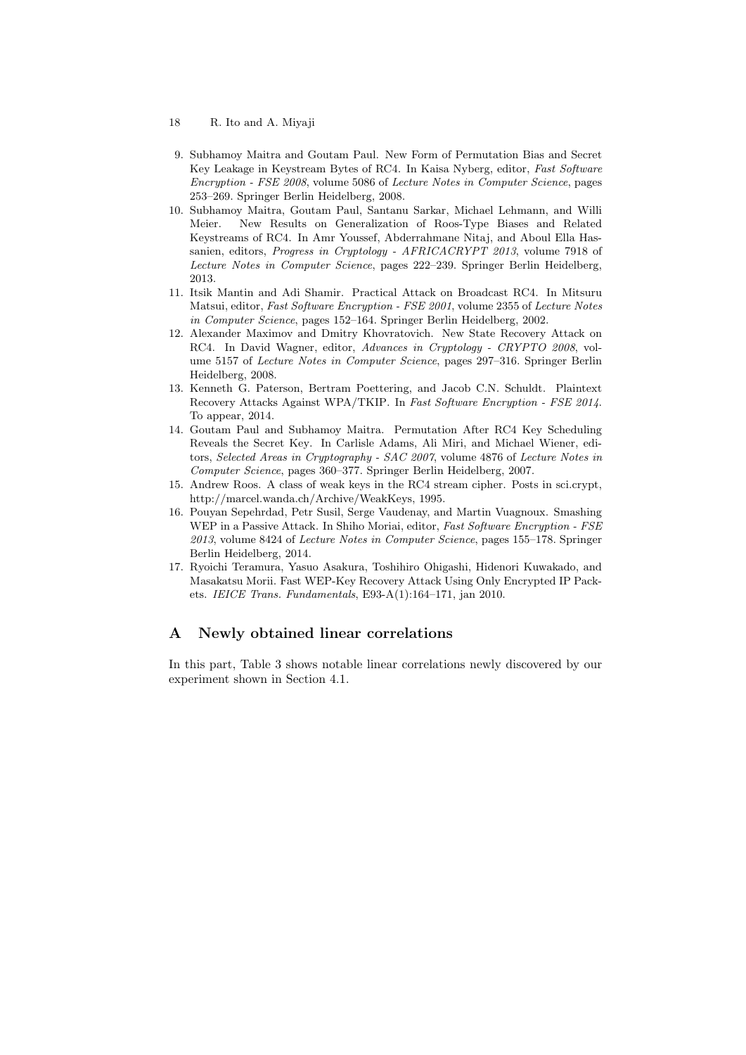9. Subhamoy Maitra and Goutam Paul. New Form of Permutation Bias and Secret Key Leakage in Keystream Bytes of RC4. In Kaisa Nyberg, editor, *Fast Software Encryption - FSE 2008*, volume 5086 of *Lecture Notes in Computer Science*, pages 253–269. Springer Berlin Heidelberg, 2008.
10. Subhamoy Maitra, Goutam Paul, Santanu Sarkar, Michael Lehmann, and Willi Meier. New Results on Generalization of Roos-Type Biases and Related Keystreams of RC4. In Amr Youssef, Abderrahmane Nitaj, and Aboul Ella Hassanien, editors, *Progress in Cryptology - AFRICACRYPT 2013*, volume 7918 of *Lecture Notes in Computer Science*, pages 222–239. Springer Berlin Heidelberg, 2013.
11. Itsik Mantin and Adi Shamir. Practical Attack on Broadcast RC4. In Mitsuru Matsui, editor, *Fast Software Encryption - FSE 2001*, volume 2355 of *Lecture Notes in Computer Science*, pages 152–164. Springer Berlin Heidelberg, 2002.
12. Alexander Maximov and Dmitry Khovratovich. New State Recovery Attack on RC4. In David Wagner, editor, *Advances in Cryptology - CRYPTO 2008*, volume 5157 of *Lecture Notes in Computer Science*, pages 297–316. Springer Berlin Heidelberg, 2008.
13. Kenneth G. Paterson, Bertram Poettering, and Jacob C.N. Schuldt. Plaintext Recovery Attacks Against WPA/TKIP. In *Fast Software Encryption - FSE 2014*. To appear, 2014.
14. Goutam Paul and Subhamoy Maitra. Permutation After RC4 Key Scheduling Reveals the Secret Key. In Carlisle Adams, Ali Miri, and Michael Wiener, editors, *Selected Areas in Cryptography - SAC 2007*, volume 4876 of *Lecture Notes in Computer Science*, pages 360–377. Springer Berlin Heidelberg, 2007.
15. Andrew Roos. A class of weak keys in the RC4 stream cipher. Posts in sci.crypt, http://marcel.wanda.ch/Archive/WeakKeys, 1995.
16. Pouyan Sepehrdad, Petr Susil, Serge Vaudenay, and Martin Vuagnoux. Smashing WEP in a Passive Attack. In Shiho Moriai, editor, *Fast Software Encryption - FSE 2013*, volume 8424 of *Lecture Notes in Computer Science*, pages 155–178. Springer Berlin Heidelberg, 2014.
17. Ryoichi Teramura, Yasuo Asakura, Toshihiro Ohigashi, Hidenori Kuwakado, and Masakatsu Morii. Fast WEP-Key Recovery Attack Using Only Encrypted IP Packets. *IEICE Trans. Fundamentals*, E93-A(1):164–171, jan 2010.

# A Newly obtained linear correlations

In this part, Table 3 shows notable linear correlations newly discovered by our experiment shown in Section 4.1.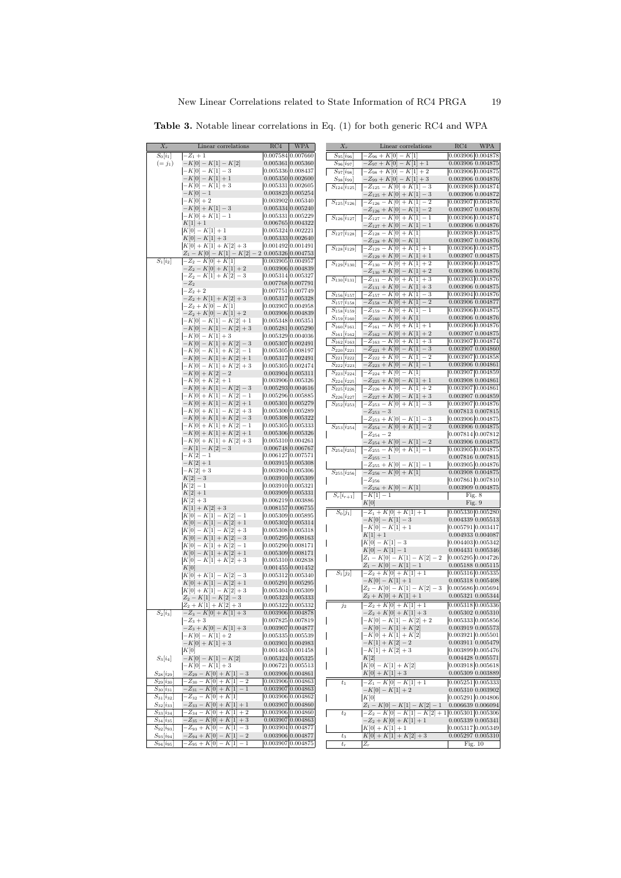**Table 3.** Notable linear correlations in Eq. (1) for both generic RC4 and WPA

| $X_r$ | Linear correlations | RC4 | WPA |
|---|---|---|---|
| $S_0[i_1]$ | $-Z_1+1$ | 0.007584 | 0.007660 |
| $(=j_1)$ | $-K[0]-K[1]-K[2]$ | 0.005361 | 0.005360 |
| | $-K[0]-K[1]-3$ | 0.005336 | 0.008437 |
| | $-K[0]-K[1]+1$ | 0.005350 | 0.002600 |
| | $-K[0]-K[1]+3$ | 0.005331 | 0.002605 |
| | $-K[0]-1$ | 0.003823 | 0.005254 |
| | $-K[0]+2$ | 0.003902 | 0.005340 |
| | $-K[0]+K[1]-3$ | 0.005334 | 0.005240 |
| | $-K[0]+K[1]-1$ | 0.005331 | 0.005229 |
| | $K[1]+1$ | 0.006765 | 0.004322 |
| | $K[0]-K[1]+1$ | 0.005324 | 0.002221 |
| | $K[0]-K[1]+3$ | 0.005333 | 0.002640 |
| | $K[0]+K[1]+K[2]+3$ | 0.001492 | 0.001491 |
| | $Z_1-K[0]-K[1]-K[2]-2$ | 0.005326 | 0.004753 |
| $S_1[i_2]$ | $-Z_2-K[0]+K[1]$ | 0.003905 | 0.004957 |
| | $-Z_2-K[0]+K[1]+2$ | 0.003906 | 0.004839 |
| | $-Z_2-K[1]+K[2]-3$ | 0.005314 | 0.005327 |
| | $-Z_2$ | 0.007768 | 0.007791 |
| | $-Z_2+2$ | 0.007751 | 0.007749 |
| | $-Z_2+K[1]+K[2]+3$ | 0.005317 | 0.005328 |
| | $-Z_2+K[0]-K[1]$ | 0.003907 | 0.004958 |
| | $-Z_2+K[0]-K[1]+2$ | 0.003906 | 0.004839 |
| | $-K[0]-K[1]-K[2]+1$ | 0.005348 | 0.005351 |
| | $-K[0]-K[1]-K[2]+3$ | 0.005281 | 0.005290 |
| | $-K[0]-K[1]+3$ | 0.005329 | 0.004036 |
| | $-K[0]-K[1]+K[2]-3$ | 0.005307 | 0.002491 |
| | $-K[0]-K[1]+K[2]-1$ | 0.005305 | 0.008197 |
| | $-K[0]-K[1]+K[2]+1$ | 0.005317 | 0.002491 |
| | $-K[0]-K[1]+K[2]+3$ | 0.005305 | 0.002474 |
| | $-K[0]+K[2]-2$ | 0.003904 | 0.005311 |
| | $-K[0]+K[2]+1$ | 0.003906 | 0.005326 |
| | $-K[0]+K[1]-K[2]-3$ | 0.005293 | 0.004616 |
| | $-K[0]+K[1]-K[2]-1$ | 0.005296 | 0.005885 |
| | $-K[0]+K[1]-K[2]+1$ | 0.005301 | 0.005279 |
| | $-K[0]+K[1]-K[2]+3$ | 0.005300 | 0.005289 |
| | $-K[0]+K[1]+K[2]-3$ | 0.005308 | 0.005322 |
| | $-K[0]+K[1]+K[2]-1$ | 0.005305 | 0.005333 |
| | $-K[0]+K[1]+K[2]+1$ | 0.005306 | 0.005326 |
| | $-K[0]+K[1]+K[2]+3$ | 0.005310 | 0.004261 |
| | $-K[1]-K[2]-3$ | 0.006748 | 0.006767 |
| | $-K[2]-1$ | 0.006127 | 0.007571 |
| | $-K[2]+1$ | 0.003915 | 0.005308 |
| | $-K[2]+3$ | 0.003904 | 0.005306 |
| | $K[2]-3$ | 0.003910 | 0.005309 |
| | $K[2]-1$ | 0.003910 | 0.005321 |
| | $K[2]+1$ | 0.003909 | 0.005331 |
| | $K[2]+3$ | 0.006219 | 0.003886 |
| | $K[1]+K[2]+3$ | 0.008157 | 0.006755 |
| | $K[0]-K[1]-K[2]-1$ | 0.005309 | 0.005895 |
| | $K[0]-K[1]-K[2]+1$ | 0.005302 | 0.005314 |
| | $K[0]-K[1]-K[2]+3$ | 0.005308 | 0.005318 |
| | $K[0]-K[1]+K[2]-3$ | 0.005295 | 0.008163 |
| | $K[0]-K[1]+K[2]-1$ | 0.005290 | 0.008171 |
| | $K[0]-K[1]+K[2]+1$ | 0.005309 | 0.008171 |
| | $K[0]-K[1]+K[2]+3$ | 0.005310 | 0.002838 |
| | $K[0]$ | 0.001455 | 0.001452 |
| | $K[0]+K[1]-K[2]-3$ | 0.005312 | 0.005340 |
| | $K[0]+K[1]-K[2]+1$ | 0.005291 | 0.005295 |
| | $K[0]+K[1]-K[2]+3$ | 0.005304 | 0.005309 |
| | $Z_2-K[1]-K[2]-3$ | 0.005323 | 0.005333 |
| | $Z_2+K[1]+K[2]+3$ | 0.005322 | 0.005332 |
| $S_2[i_3]$ | $-Z_3-K[0]+K[1]+3$ | 0.003906 | 0.004878 |
| | $-Z_3+3$ | 0.007825 | 0.007819 |
| | $-Z_3+K[0]-K[1]+3$ | 0.003907 | 0.004877 |
| | $-K[0]-K[1]+2$ | 0.005335 | 0.005539 |
| | $-K[0]+K[1]+3$ | 0.003901 | 0.004983 |
| | $K[0]$ | 0.001463 | 0.001458 |
| $S_3[i_4]$ | $-K[0]-K[1]-K[2]$ | 0.005324 | 0.005325 |
| | $-K[0]-K[1]+3$ | 0.006721 | 0.005513 |
| $S_{28}[i_{29}]$ | $-Z_{29}-K[0]+K[1]-3$ | 0.003906 | 0.004861 |
| $S_{29}[i_{30}]$ | $-Z_{30}-K[0]+K[1]-2$ | 0.003906 | 0.004863 |
| $S_{30}[i_{31}]$ | $-Z_{31}-K[0]+K[1]-1$ | 0.003907 | 0.004863 |
| $S_{31}[i_{32}]$ | $-Z_{32}-K[0]+K[1]$ | 0.003906 | 0.004862 |
| $S_{32}[i_{33}]$ | $-Z_{33}-K[0]+K[1]+1$ | 0.003907 | 0.004860 |
| $S_{33}[i_{34}]$ | $-Z_{34}-K[0]+K[1]+2$ | 0.003906 | 0.004860 |
| $S_{34}[i_{35}]$ | $-Z_{35}-K[0]+K[1]+3$ | 0.003907 | 0.004863 |
| $S_{92}[i_{93}]$ | $-Z_{93}+K[0]-K[1]-3$ | 0.003904 | 0.004877 |
| $S_{93}[i_{94}]$ | $-Z_{94}+K[0]-K[1]-2$ | 0.003906 | 0.004877 |
| $S_{94}[i_{95}]$ | $-Z_{95}+K[0]-K[1]-1$ | 0.003907 | 0.004875 |
| $S_{95}[i_{96}]$ | $-Z_{96}+K[0]-K[1]$ | 0.003906 | 0.004878 |
| $S_{96}[i_{97}]$ | $-Z_{97}+K[0]-K[1]+1$ | 0.003906 | 0.004875 |
| $S_{97}[i_{98}]$ | $-Z_{98}+K[0]-K[1]+2$ | 0.003906 | 0.004875 |
| $S_{98}[i_{99}]$ | $-Z_{99}+K[0]-K[1]+3$ | 0.003906 | 0.004876 |
| $S_{124}[i_{125}]$ | $-Z_{125}-K[0]+K[1]-3$ | 0.003908 | 0.004874 |
| | $-Z_{125}+K[0]+K[1]-3$ | 0.003906 | 0.004872 |
| $S_{125}[i_{126}]$ | $-Z_{126}-K[0]+K[1]-2$ | 0.003907 | 0.004876 |
| | $-Z_{126}+K[0]-K[1]-2$ | 0.003907 | 0.004876 |
| $S_{126}[i_{127}]$ | $-Z_{127}-K[0]+K[1]-1$ | 0.003906 | 0.004874 |
| | $-Z_{127}+K[0]-K[1]-1$ | 0.003906 | 0.004876 |
| $S_{127}[i_{128}]$ | $-Z_{128}-K[0]+K[1]$ | 0.003908 | 0.004875 |
| | $-Z_{128}+K[0]-K[1]$ | 0.003907 | 0.004876 |
| $S_{128}[i_{129}]$ | $-Z_{129}-K[0]+K[1]+1$ | 0.003906 | 0.004875 |
| | $-Z_{129}+K[0]-K[1]+1$ | 0.003907 | 0.004875 |
| $S_{129}[i_{130}]$ | $-Z_{130}-K[0]+K[1]+2$ | 0.003906 | 0.004875 |
| | $-Z_{130}+K[0]-K[1]+2$ | 0.003906 | 0.004876 |
| $S_{130}[i_{131}]$ | $-Z_{131}-K[0]+K[1]+3$ | 0.003903 | 0.004876 |
| | $-Z_{131}+K[0]-K[1]+3$ | 0.003906 | 0.004875 |
| $S_{156}[i_{157}]$ | $-Z_{157}-K[0]+K[1]-3$ | 0.003904 | 0.004876 |
| $S_{157}[i_{158}]$ | $-Z_{158}-K[0]+K[1]-2$ | 0.003906 | 0.004877 |
| $S_{158}[i_{159}]$ | $-Z_{159}-K[0]+K[1]-1$ | 0.003906 | 0.004875 |
| $S_{159}[i_{160}]$ | $-Z_{160}-K[0]+K[1]$ | 0.003906 | 0.004876 |
| $S_{160}[i_{161}]$ | $-Z_{161}-K[0]+K[1]+1$ | 0.003906 | 0.004876 |
| $S_{161}[i_{162}]$ | $-Z_{162}-K[0]+K[1]+2$ | 0.003907 | 0.004875 |
| $S_{162}[i_{163}]$ | $-Z_{163}-K[0]+K[1]+3$ | 0.003907 | 0.004874 |
| $S_{220}[i_{221}]$ | $-Z_{221}+K[0]-K[1]-3$ | 0.003907 | 0.004860 |
| $S_{221}[i_{222}]$ | $-Z_{222}+K[0]-K[1]-2$ | 0.003907 | 0.004858 |
| $S_{222}[i_{223}]$ | $-Z_{223}+K[0]-K[1]-1$ | 0.003906 | 0.004861 |
| $S_{223}[i_{224}]$ | $-Z_{224}+K[0]-K[1]$ | 0.003907 | 0.004859 |
| $S_{224}[i_{225}]$ | $-Z_{225}+K[0]-K[1]+1$ | 0.003908 | 0.004861 |
| $S_{225}[i_{226}]$ | $-Z_{226}+K[0]-K[1]+2$ | 0.003907 | 0.004861 |
| $S_{226}[i_{227}]$ | $-Z_{227}+K[0]-K[1]+3$ | 0.003907 | 0.004859 |
| $S_{252}[i_{253}]$ | $-Z_{253}-K[0]+K[1]-3$ | 0.003907 | 0.004876 |
| | $-Z_{253}-3$ | 0.007813 | 0.007815 |
| | $-Z_{253}+K[0]-K[1]-3$ | 0.003906 | 0.004875 |
| $S_{253}[i_{254}]$ | $-Z_{254}-K[0]+K[1]-2$ | 0.003906 | 0.004875 |
| | $-Z_{254}-2$ | 0.007814 | 0.007812 |
| | $-Z_{254}+K[0]-K[1]-2$ | 0.003906 | 0.004875 |
| $S_{254}[i_{255}]$ | $-Z_{255}-K[0]+K[1]-1$ | 0.003905 | 0.004875 |
| | $-Z_{255}-1$ | 0.007816 | 0.007815 |
| | $-Z_{255}+K[0]-K[1]-1$ | 0.003905 | 0.004876 |
| $S_{255}[i_{256}]$ | $-Z_{256}-K[0]+K[1]$ | 0.003908 | 0.004875 |
| | $-Z_{256}$ | 0.007861 | 0.007810 |
| | $-Z_{256}+K[0]-K[1]$ | 0.003909 | 0.004875 |
| $S_r[i_{r+1}]$ | $-K[1]-1$ | Fig. 8 | |
| | $K[0]$ | Fig. 9 | |
| $S_0[j_1]$ | $-Z_1+K[0]+K[1]+1$ | 0.005330 | 0.005280 |
| | $-K[0]-K[1]-3$ | 0.004339 | 0.005513 |
| | $-K[0]-K[1]+1$ | 0.005791 | 0.003417 |
| | $K[1]+1$ | 0.004933 | 0.004087 |
| | $K[0]-K[1]-3$ | 0.004403 | 0.005342 |
| | $K[0]-K[1]-1$ | 0.004431 | 0.005346 |
| | $Z_1-K[0]-K[1]-K[2]-2$ | 0.005295 | 0.004726 |
| | $Z_1-K[0]-K[1]-1$ | 0.005188 | 0.005115 |
| $S_1[j_2]$ | $-Z_2+K[0]+K[1]+1$ | 0.005316 | 0.005335 |
| | $-K[0]-K[1]+1$ | 0.005318 | 0.005408 |
| | $Z_2-K[0]-K[1]-K[2]-3$ | 0.005686 | 0.005694 |
| | $Z_2+K[0]+K[1]+1$ | 0.005321 | 0.005344 |
| $j_2$ | $-Z_2+K[0]+K[1]+1$ | 0.005318 | 0.005336 |
| | $-Z_2+K[0]+K[1]+3$ | 0.005302 | 0.005310 |
| | $-K[0]-K[1]-K[2]+2$ | 0.005333 | 0.005856 |
| | $-K[0]-K[1]+K[2]$ | 0.003919 | 0.005573 |
| | $-K[0]+K[1]+K[2]$ | 0.003921 | 0.005501 |
| | $-K[1]+K[2]-2$ | 0.003911 | 0.005479 |
| | $-K[1]+K[2]+3$ | 0.003899 | 0.005476 |
| | $K[2]$ | 0.004428 | 0.005571 |
| | $K[0]-K[1]+K[2]$ | 0.003918 | 0.005618 |
| | $K[0]+K[1]+3$ | 0.005309 | 0.003889 |
| $t_1$ | $-Z_1-K[0]-K[1]+1$ | 0.005251 | 0.005333 |
| | $-K[0]-K[1]+2$ | 0.005310 | 0.003902 |
| | $K[0]$ | 0.005291 | 0.004806 |
| | $Z_1-K[0]-K[1]-K[2]-1$ | 0.006639 | 0.006094 |
| $t_2$ | $-Z_2-K[0]-K[1]-K[2]+1$ | 0.005301 | 0.005306 |
| | $-Z_2+K[0]+K[1]+1$ | 0.005339 | 0.005341 |
| | $K[0]+K[1]+1$ | 0.005317 | 0.005349 |
| $t_3$ | $K[0]+K[1]+K[2]+3$ | 0.005297 | 0.005310 |
| $t_r$ | $Z_r$ | Fig. 10 | |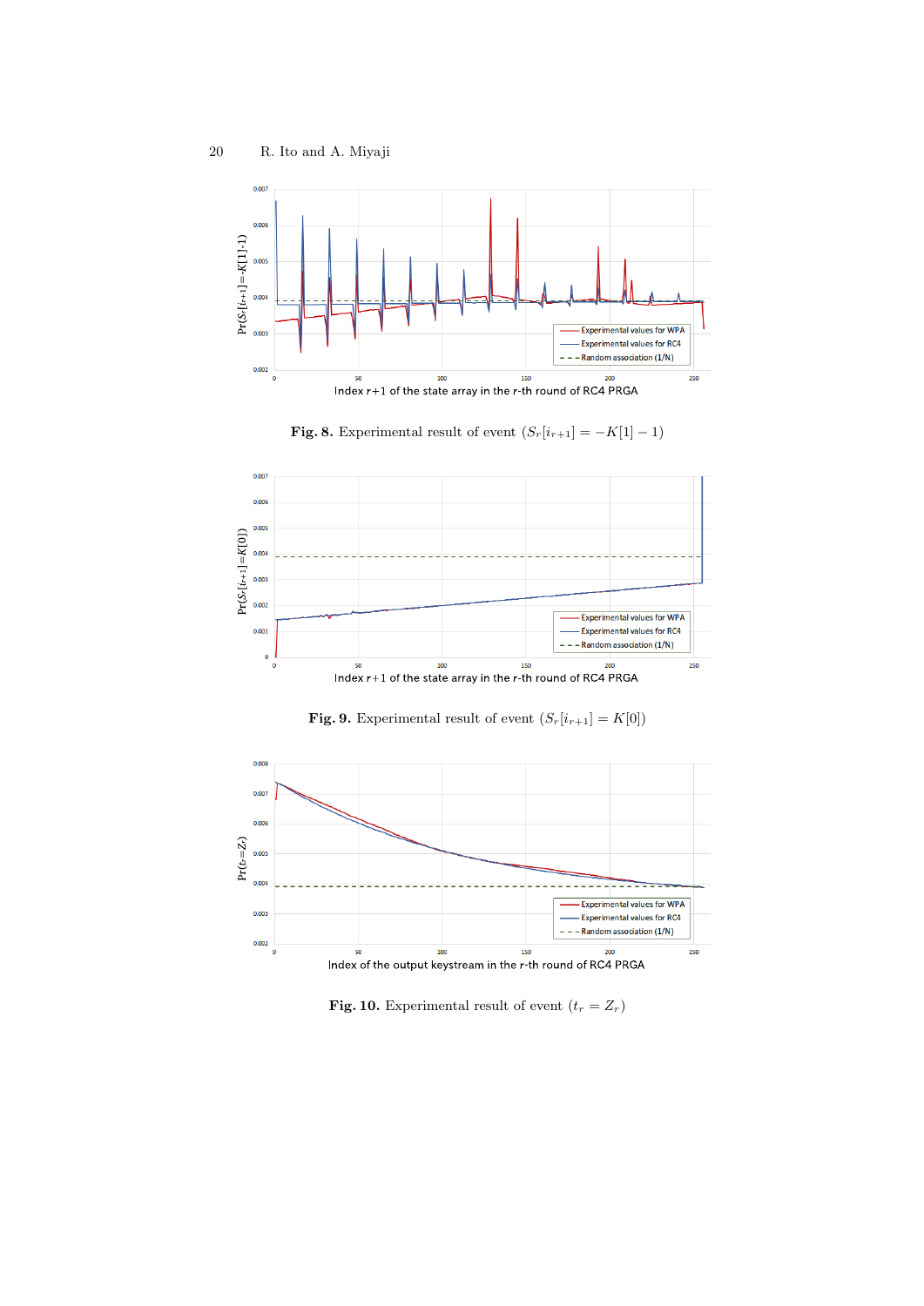0.007
0.006
0.005
0.004
0.003
0.002

Pr(Sr[ir+1]=-K[1]-1)

0 50 100 150 200 250

Experimental values for WPA
Experimental values for RC4
Random association (1/N)

Index $r+1$ of the state array in the $r$-th round of RC4 PRGA

**Fig. 8.** Experimental result of event $(S_r[i_{r+1}] = -K[1] - 1)$

0.007
0.006
0.005
0.004
0.003
0.002
0.001
0

Pr(Sr[ir+1]=K[0])

0 50 100 150 200 250

Experimental values for WPA
Experimental values for RC4
Random association (1/N)

Index $r+1$ of the state array in the $r$-th round of RC4 PRGA

**Fig. 9.** Experimental result of event $(S_r[i_{r+1}] = K[0])$

0.008
0.007
0.006
0.005
0.004
0.003
0.002

Pr(tr=Zr)

0 50 100 150 200 250

Experimental values for WPA
Experimental values for RC4
Random association (1/N)

Index of the output keystream in the $r$-th round of RC4 PRGA

**Fig. 10.** Experimental result of event $(t_r = Z_r)$